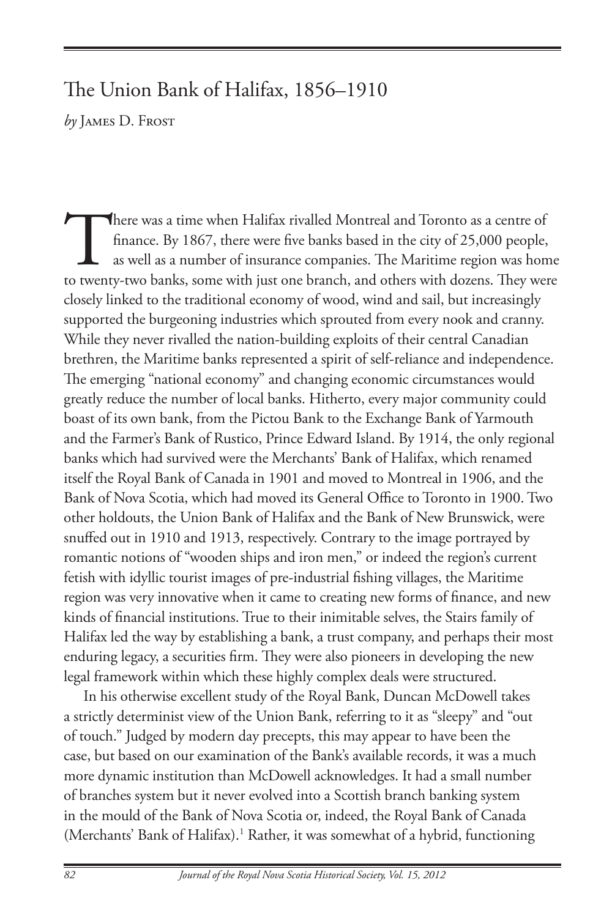# The Union Bank of Halifax, 1856–1910

*by* James D. Frost

There was a time when Halifax rivalled Montreal and Toronto as a centre of finance. By 1867, there were five banks based in the city of 25,000 people, as well as a number of insurance companies. The Maritime region was home to twenty-two banks, some with just one branch, and others with dozens. They were closely linked to the traditional economy of wood, wind and sail, but increasingly supported the burgeoning industries which sprouted from every nook and cranny. While they never rivalled the nation-building exploits of their central Canadian brethren, the Maritime banks represented a spirit of self-reliance and independence. The emerging "national economy" and changing economic circumstances would greatly reduce the number of local banks. Hitherto, every major community could boast of its own bank, from the Pictou Bank to the Exchange Bank of Yarmouth and the Farmer's Bank of Rustico, Prince Edward Island. By 1914, the only regional banks which had survived were the Merchants' Bank of Halifax, which renamed itself the Royal Bank of Canada in 1901 and moved to Montreal in 1906, and the Bank of Nova Scotia, which had moved its General Office to Toronto in 1900. Two other holdouts, the Union Bank of Halifax and the Bank of New Brunswick, were snuffed out in 1910 and 1913, respectively. Contrary to the image portrayed by romantic notions of "wooden ships and iron men," or indeed the region's current fetish with idyllic tourist images of pre-industrial fishing villages, the Maritime region was very innovative when it came to creating new forms of finance, and new kinds of financial institutions. True to their inimitable selves, the Stairs family of Halifax led the way by establishing a bank, a trust company, and perhaps their most enduring legacy, a securities firm. They were also pioneers in developing the new legal framework within which these highly complex deals were structured.

In his otherwise excellent study of the Royal Bank, Duncan McDowell takes a strictly determinist view of the Union Bank, referring to it as "sleepy" and "out of touch." Judged by modern day precepts, this may appear to have been the case, but based on our examination of the Bank's available records, it was a much more dynamic institution than McDowell acknowledges. It had a small number of branches system but it never evolved into a Scottish branch banking system in the mould of the Bank of Nova Scotia or, indeed, the Royal Bank of Canada (Merchants' Bank of Halifax).[1] Rather, it was somewhat of a hybrid, functioning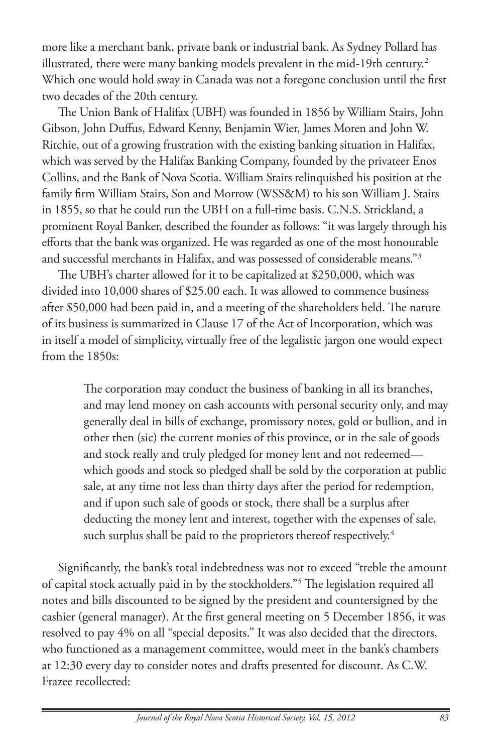more like a merchant bank, private bank or industrial bank. As Sydney Pollard has illustrated, there were many banking models prevalent in the mid-19th century.[2] Which one would hold sway in Canada was not a foregone conclusion until the first two decades of the 20th century.

The Union Bank of Halifax (UBH) was founded in 1856 by William Stairs, John Gibson, John Duffus, Edward Kenny, Benjamin Wier, James Moren and John W. Ritchie, out of a growing frustration with the existing banking situation in Halifax, which was served by the Halifax Banking Company, founded by the privateer Enos Collins, and the Bank of Nova Scotia. William Stairs relinquished his position at the family firm William Stairs, Son and Morrow (WSS&M) to his son William J. Stairs in 1855, so that he could run the UBH on a full-time basis. C.N.S. Strickland, a prominent Royal Banker, described the founder as follows: "it was largely through his efforts that the bank was organized. He was regarded as one of the most honourable and successful merchants in Halifax, and was possessed of considerable means."[3]

The UBH's charter allowed for it to be capitalized at $250,000, which was divided into 10,000 shares of $25.00 each. It was allowed to commence business after $50,000 had been paid in, and a meeting of the shareholders held. The nature of its business is summarized in Clause 17 of the Act of Incorporation, which was in itself a model of simplicity, virtually free of the legalistic jargon one would expect from the 1850s:

> The corporation may conduct the business of banking in all its branches, and may lend money on cash accounts with personal security only, and may generally deal in bills of exchange, promissory notes, gold or bullion, and in other then (sic) the current monies of this province, or in the sale of goods and stock really and truly pledged for money lent and not redeemed—which goods and stock so pledged shall be sold by the corporation at public sale, at any time not less than thirty days after the period for redemption, and if upon such sale of goods or stock, there shall be a surplus after deducting the money lent and interest, together with the expenses of sale, such surplus shall be paid to the proprietors thereof respectively.[4]

Significantly, the bank's total indebtedness was not to exceed "treble the amount of capital stock actually paid in by the stockholders."[5] The legislation required all notes and bills discounted to be signed by the president and countersigned by the cashier (general manager). At the first general meeting on 5 December 1856, it was resolved to pay 4% on all "special deposits." It was also decided that the directors, who functioned as a management committee, would meet in the bank's chambers at 12:30 every day to consider notes and drafts presented for discount. As C.W. Frazee recollected: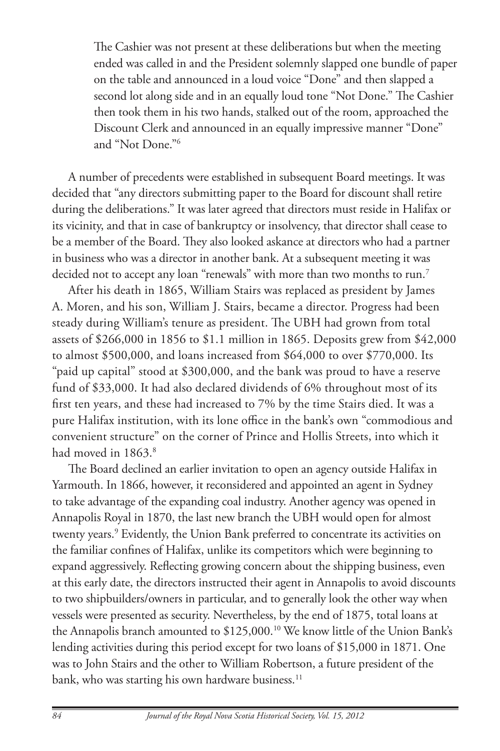> The Cashier was not present at these deliberations but when the meeting ended was called in and the President solemnly slapped one bundle of paper on the table and announced in a loud voice "Done" and then slapped a second lot along side and in an equally loud tone "Not Done." The Cashier then took them in his two hands, stalked out of the room, approached the Discount Clerk and announced in an equally impressive manner "Done" and "Not Done."[6]

A number of precedents were established in subsequent Board meetings. It was decided that "any directors submitting paper to the Board for discount shall retire during the deliberations." It was later agreed that directors must reside in Halifax or its vicinity, and that in case of bankruptcy or insolvency, that director shall cease to be a member of the Board. They also looked askance at directors who had a partner in business who was a director in another bank. At a subsequent meeting it was decided not to accept any loan "renewals" with more than two months to run.[7]

After his death in 1865, William Stairs was replaced as president by James A. Moren, and his son, William J. Stairs, became a director. Progress had been steady during William's tenure as president. The UBH had grown from total assets of $266,000 in 1856 to $1.1 million in 1865. Deposits grew from $42,000 to almost $500,000, and loans increased from $64,000 to over $770,000. Its "paid up capital" stood at $300,000, and the bank was proud to have a reserve fund of $33,000. It had also declared dividends of 6% throughout most of its first ten years, and these had increased to 7% by the time Stairs died. It was a pure Halifax institution, with its lone office in the bank's own "commodious and convenient structure" on the corner of Prince and Hollis Streets, into which it had moved in 1863.[8]

The Board declined an earlier invitation to open an agency outside Halifax in Yarmouth. In 1866, however, it reconsidered and appointed an agent in Sydney to take advantage of the expanding coal industry. Another agency was opened in Annapolis Royal in 1870, the last new branch the UBH would open for almost twenty years.[9] Evidently, the Union Bank preferred to concentrate its activities on the familiar confines of Halifax, unlike its competitors which were beginning to expand aggressively. Reflecting growing concern about the shipping business, even at this early date, the directors instructed their agent in Annapolis to avoid discounts to two shipbuilders/owners in particular, and to generally look the other way when vessels were presented as security. Nevertheless, by the end of 1875, total loans at the Annapolis branch amounted to $125,000.[10] We know little of the Union Bank's lending activities during this period except for two loans of $15,000 in 1871. One was to John Stairs and the other to William Robertson, a future president of the bank, who was starting his own hardware business.[11]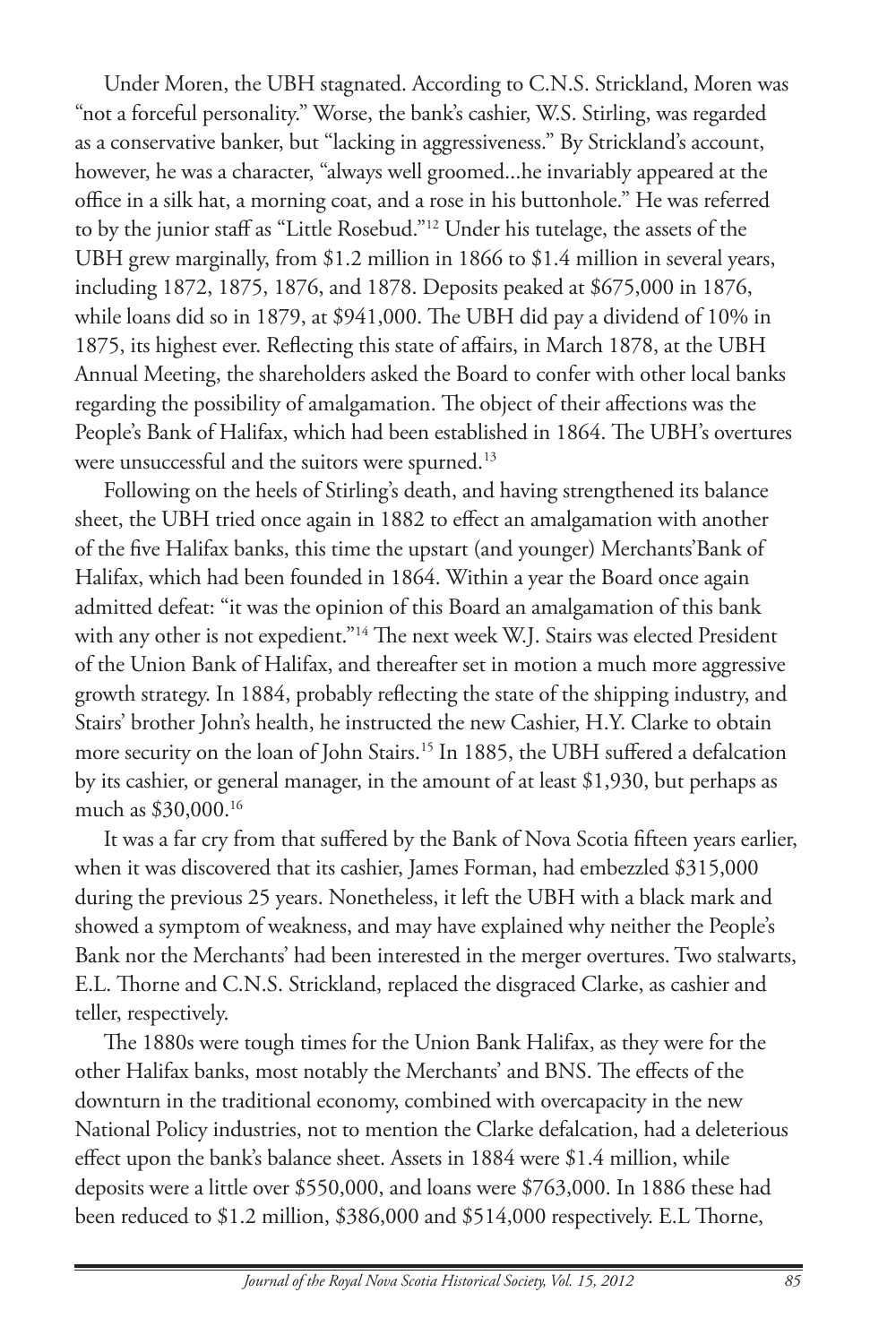Under Moren, the UBH stagnated. According to C.N.S. Strickland, Moren was "not a forceful personality." Worse, the bank's cashier, W.S. Stirling, was regarded as a conservative banker, but "lacking in aggressiveness." By Strickland's account, however, he was a character, "always well groomed...he invariably appeared at the office in a silk hat, a morning coat, and a rose in his buttonhole." He was referred to by the junior staff as "Little Rosebud."[12] Under his tutelage, the assets of the UBH grew marginally, from $1.2 million in 1866 to $1.4 million in several years, including 1872, 1875, 1876, and 1878. Deposits peaked at $675,000 in 1876, while loans did so in 1879, at $941,000. The UBH did pay a dividend of 10% in 1875, its highest ever. Reflecting this state of affairs, in March 1878, at the UBH Annual Meeting, the shareholders asked the Board to confer with other local banks regarding the possibility of amalgamation. The object of their affections was the People's Bank of Halifax, which had been established in 1864. The UBH's overtures were unsuccessful and the suitors were spurned.[13]

Following on the heels of Stirling's death, and having strengthened its balance sheet, the UBH tried once again in 1882 to effect an amalgamation with another of the five Halifax banks, this time the upstart (and younger) Merchants'Bank of Halifax, which had been founded in 1864. Within a year the Board once again admitted defeat: "it was the opinion of this Board an amalgamation of this bank with any other is not expedient."[14] The next week W.J. Stairs was elected President of the Union Bank of Halifax, and thereafter set in motion a much more aggressive growth strategy. In 1884, probably reflecting the state of the shipping industry, and Stairs' brother John's health, he instructed the new Cashier, H.Y. Clarke to obtain more security on the loan of John Stairs.[15] In 1885, the UBH suffered a defalcation by its cashier, or general manager, in the amount of at least $1,930, but perhaps as much as $30,000.[16]

It was a far cry from that suffered by the Bank of Nova Scotia fifteen years earlier, when it was discovered that its cashier, James Forman, had embezzled $315,000 during the previous 25 years. Nonetheless, it left the UBH with a black mark and showed a symptom of weakness, and may have explained why neither the People's Bank nor the Merchants' had been interested in the merger overtures. Two stalwarts, E.L. Thorne and C.N.S. Strickland, replaced the disgraced Clarke, as cashier and teller, respectively.

The 1880s were tough times for the Union Bank Halifax, as they were for the other Halifax banks, most notably the Merchants' and BNS. The effects of the downturn in the traditional economy, combined with overcapacity in the new National Policy industries, not to mention the Clarke defalcation, had a deleterious effect upon the bank's balance sheet. Assets in 1884 were $1.4 million, while deposits were a little over $550,000, and loans were $763,000. In 1886 these had been reduced to $1.2 million, $386,000 and $514,000 respectively. E.L Thorne,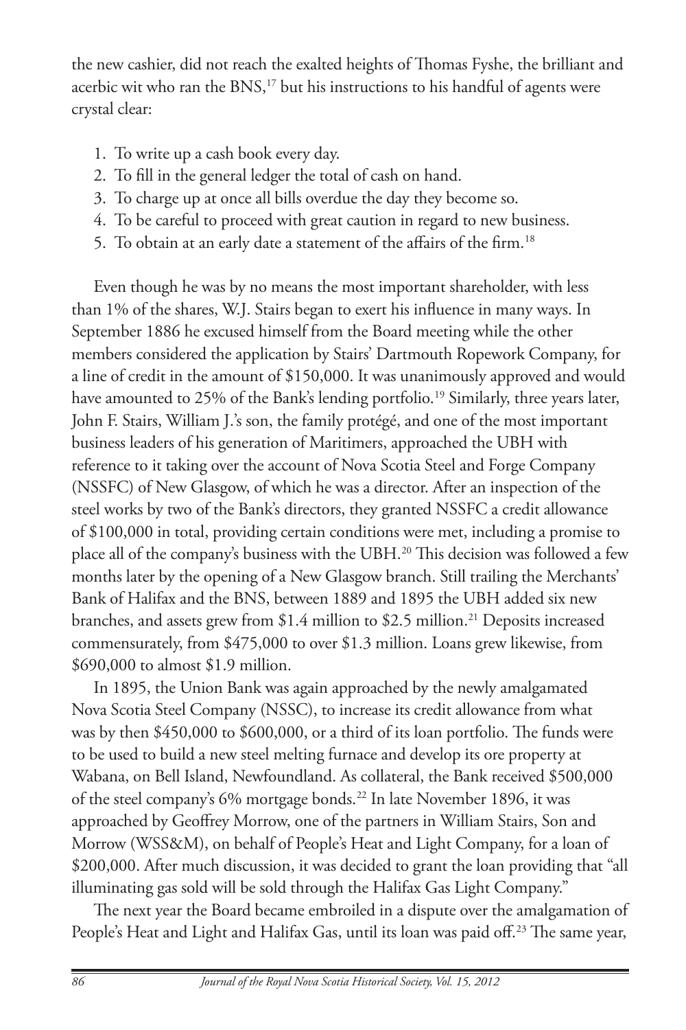the new cashier, did not reach the exalted heights of Thomas Fyshe, the brilliant and acerbic wit who ran the BNS,[17] but his instructions to his handful of agents were crystal clear:

1. To write up a cash book every day.
2. To fill in the general ledger the total of cash on hand.
3. To charge up at once all bills overdue the day they become so.
4. To be careful to proceed with great caution in regard to new business.
5. To obtain at an early date a statement of the affairs of the firm.[18]

Even though he was by no means the most important shareholder, with less than 1% of the shares, W.J. Stairs began to exert his influence in many ways. In September 1886 he excused himself from the Board meeting while the other members considered the application by Stairs' Dartmouth Ropework Company, for a line of credit in the amount of $150,000. It was unanimously approved and would have amounted to 25% of the Bank's lending portfolio.[19] Similarly, three years later, John F. Stairs, William J.'s son, the family protégé, and one of the most important business leaders of his generation of Maritimers, approached the UBH with reference to it taking over the account of Nova Scotia Steel and Forge Company (NSSFC) of New Glasgow, of which he was a director. After an inspection of the steel works by two of the Bank's directors, they granted NSSFC a credit allowance of $100,000 in total, providing certain conditions were met, including a promise to place all of the company's business with the UBH.[20] This decision was followed a few months later by the opening of a New Glasgow branch. Still trailing the Merchants' Bank of Halifax and the BNS, between 1889 and 1895 the UBH added six new branches, and assets grew from $1.4 million to $2.5 million.[21] Deposits increased commensurately, from $475,000 to over $1.3 million. Loans grew likewise, from $690,000 to almost $1.9 million.

In 1895, the Union Bank was again approached by the newly amalgamated Nova Scotia Steel Company (NSSC), to increase its credit allowance from what was by then $450,000 to $600,000, or a third of its loan portfolio. The funds were to be used to build a new steel melting furnace and develop its ore property at Wabana, on Bell Island, Newfoundland. As collateral, the Bank received $500,000 of the steel company's 6% mortgage bonds.[22] In late November 1896, it was approached by Geoffrey Morrow, one of the partners in William Stairs, Son and Morrow (WSS&M), on behalf of People's Heat and Light Company, for a loan of $200,000. After much discussion, it was decided to grant the loan providing that "all illuminating gas sold will be sold through the Halifax Gas Light Company."

The next year the Board became embroiled in a dispute over the amalgamation of People's Heat and Light and Halifax Gas, until its loan was paid off.[23] The same year,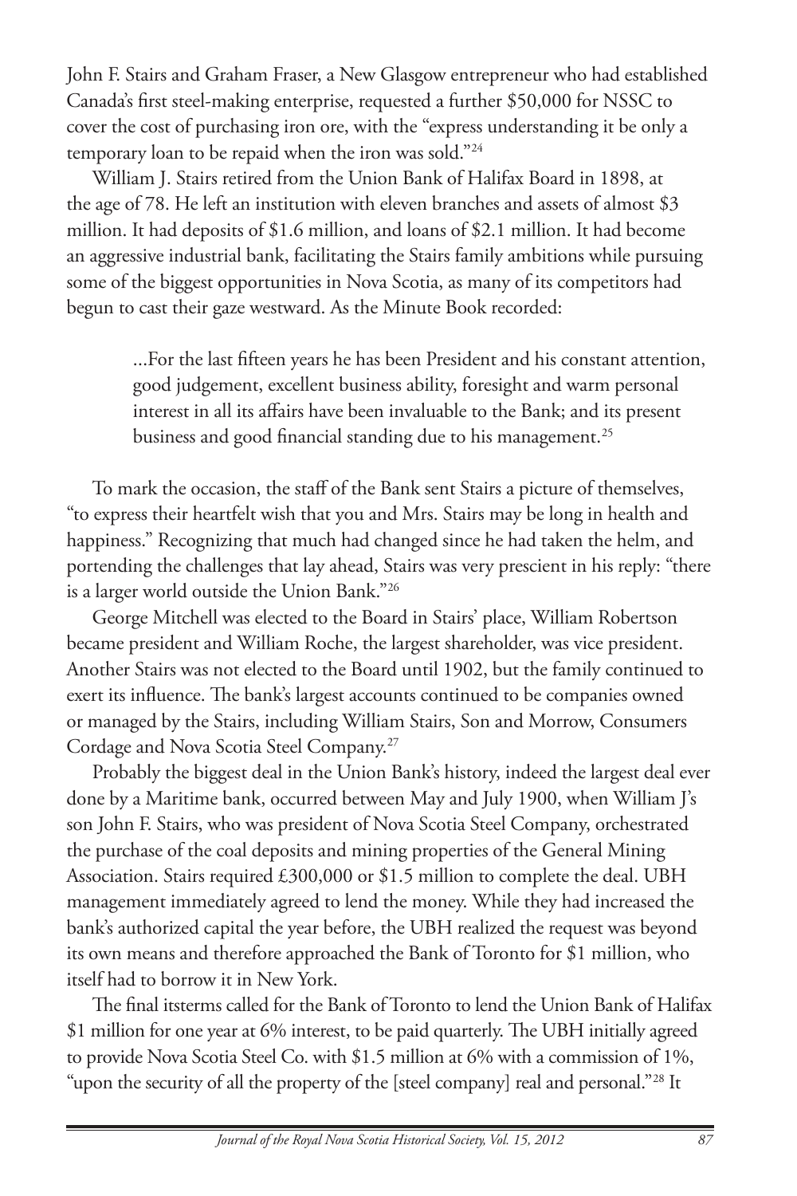John F. Stairs and Graham Fraser, a New Glasgow entrepreneur who had established Canada's first steel-making enterprise, requested a further $50,000 for NSSC to cover the cost of purchasing iron ore, with the "express understanding it be only a temporary loan to be repaid when the iron was sold."[24]

William J. Stairs retired from the Union Bank of Halifax Board in 1898, at the age of 78. He left an institution with eleven branches and assets of almost $3 million. It had deposits of $1.6 million, and loans of $2.1 million. It had become an aggressive industrial bank, facilitating the Stairs family ambitions while pursuing some of the biggest opportunities in Nova Scotia, as many of its competitors had begun to cast their gaze westward. As the Minute Book recorded:

> ...For the last fifteen years he has been President and his constant attention, good judgement, excellent business ability, foresight and warm personal interest in all its affairs have been invaluable to the Bank; and its present business and good financial standing due to his management.[25]

To mark the occasion, the staff of the Bank sent Stairs a picture of themselves, "to express their heartfelt wish that you and Mrs. Stairs may be long in health and happiness." Recognizing that much had changed since he had taken the helm, and portending the challenges that lay ahead, Stairs was very prescient in his reply: "there is a larger world outside the Union Bank."[26]

George Mitchell was elected to the Board in Stairs' place, William Robertson became president and William Roche, the largest shareholder, was vice president. Another Stairs was not elected to the Board until 1902, but the family continued to exert its influence. The bank's largest accounts continued to be companies owned or managed by the Stairs, including William Stairs, Son and Morrow, Consumers Cordage and Nova Scotia Steel Company.[27]

Probably the biggest deal in the Union Bank's history, indeed the largest deal ever done by a Maritime bank, occurred between May and July 1900, when William J's son John F. Stairs, who was president of Nova Scotia Steel Company, orchestrated the purchase of the coal deposits and mining properties of the General Mining Association. Stairs required £300,000 or $1.5 million to complete the deal. UBH management immediately agreed to lend the money. While they had increased the bank's authorized capital the year before, the UBH realized the request was beyond its own means and therefore approached the Bank of Toronto for $1 million, who itself had to borrow it in New York.

The final itsterms called for the Bank of Toronto to lend the Union Bank of Halifax $1 million for one year at 6% interest, to be paid quarterly. The UBH initially agreed to provide Nova Scotia Steel Co. with $1.5 million at 6% with a commission of 1%, "upon the security of all the property of the [steel company] real and personal."[28] It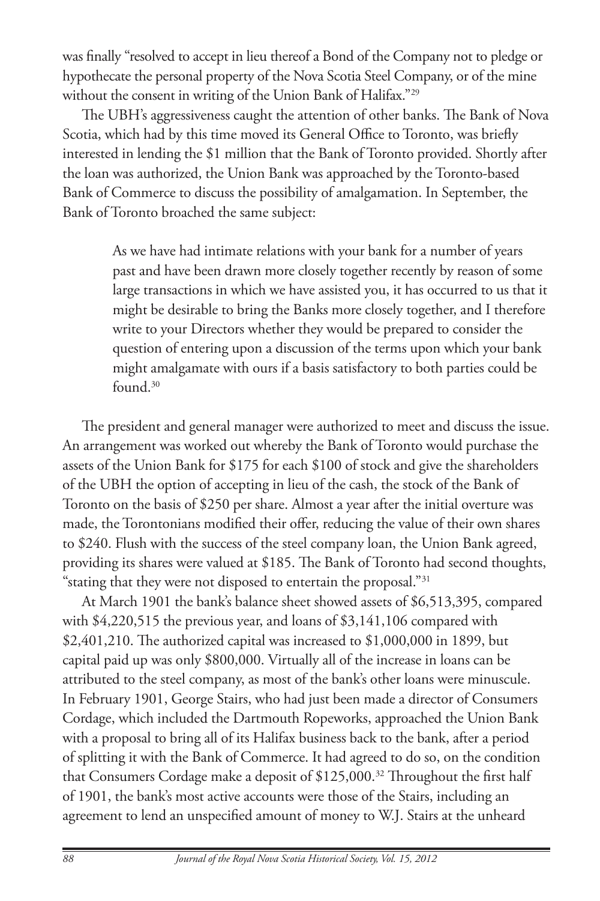was finally "resolved to accept in lieu thereof a Bond of the Company not to pledge or hypothecate the personal property of the Nova Scotia Steel Company, or of the mine without the consent in writing of the Union Bank of Halifax."[29]

The UBH's aggressiveness caught the attention of other banks. The Bank of Nova Scotia, which had by this time moved its General Office to Toronto, was briefly interested in lending the $1 million that the Bank of Toronto provided. Shortly after the loan was authorized, the Union Bank was approached by the Toronto-based Bank of Commerce to discuss the possibility of amalgamation. In September, the Bank of Toronto broached the same subject:

> As we have had intimate relations with your bank for a number of years past and have been drawn more closely together recently by reason of some large transactions in which we have assisted you, it has occurred to us that it might be desirable to bring the Banks more closely together, and I therefore write to your Directors whether they would be prepared to consider the question of entering upon a discussion of the terms upon which your bank might amalgamate with ours if a basis satisfactory to both parties could be found.[30]

The president and general manager were authorized to meet and discuss the issue. An arrangement was worked out whereby the Bank of Toronto would purchase the assets of the Union Bank for $175 for each $100 of stock and give the shareholders of the UBH the option of accepting in lieu of the cash, the stock of the Bank of Toronto on the basis of $250 per share. Almost a year after the initial overture was made, the Torontonians modified their offer, reducing the value of their own shares to $240. Flush with the success of the steel company loan, the Union Bank agreed, providing its shares were valued at $185. The Bank of Toronto had second thoughts, "stating that they were not disposed to entertain the proposal."[31]

At March 1901 the bank's balance sheet showed assets of $6,513,395, compared with $4,220,515 the previous year, and loans of $3,141,106 compared with $2,401,210. The authorized capital was increased to $1,000,000 in 1899, but capital paid up was only $800,000. Virtually all of the increase in loans can be attributed to the steel company, as most of the bank's other loans were minuscule. In February 1901, George Stairs, who had just been made a director of Consumers Cordage, which included the Dartmouth Ropeworks, approached the Union Bank with a proposal to bring all of its Halifax business back to the bank, after a period of splitting it with the Bank of Commerce. It had agreed to do so, on the condition that Consumers Cordage make a deposit of $125,000.[32] Throughout the first half of 1901, the bank's most active accounts were those of the Stairs, including an agreement to lend an unspecified amount of money to W.J. Stairs at the unheard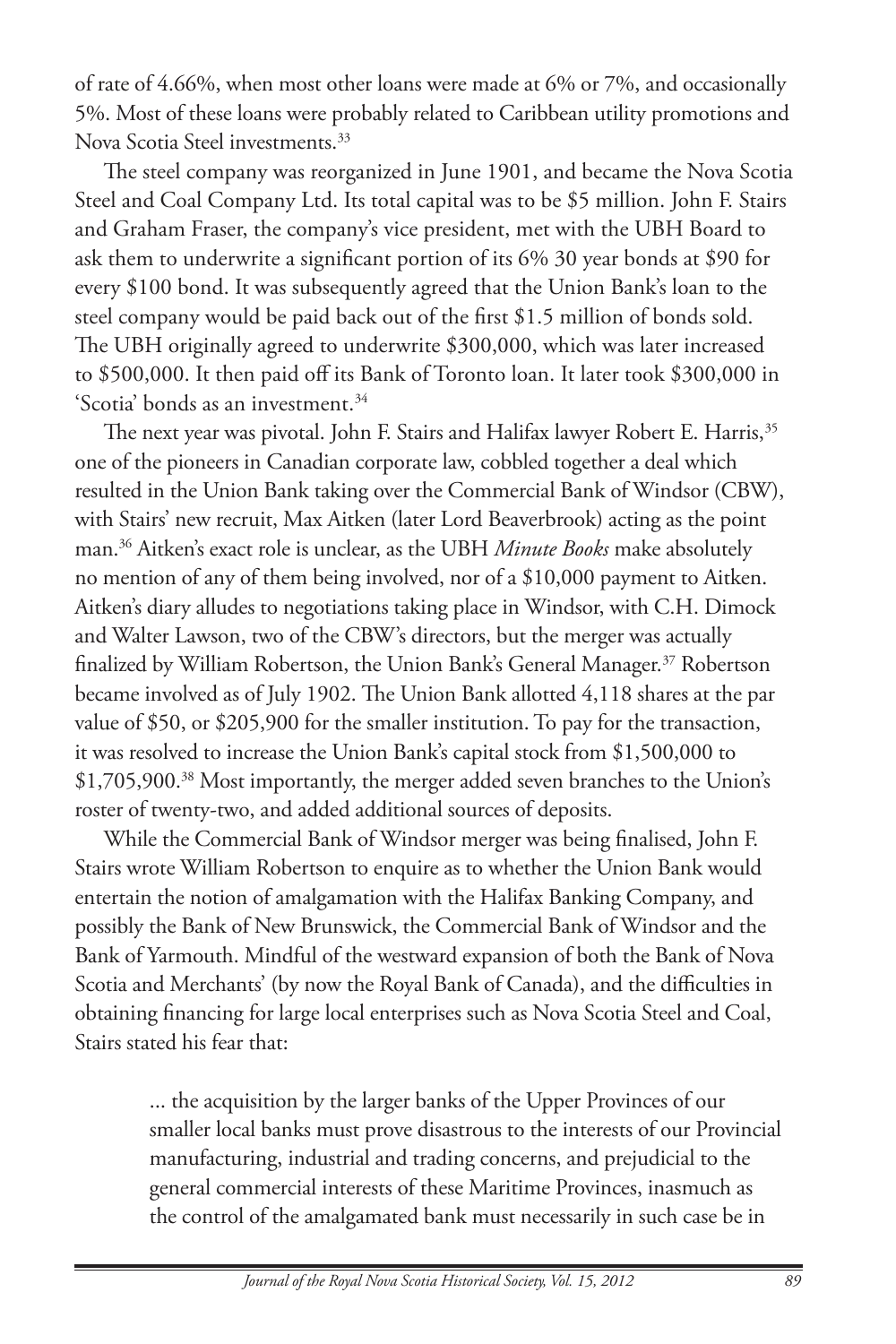of rate of 4.66%, when most other loans were made at 6% or 7%, and occasionally 5%. Most of these loans were probably related to Caribbean utility promotions and Nova Scotia Steel investments.[33]

The steel company was reorganized in June 1901, and became the Nova Scotia Steel and Coal Company Ltd. Its total capital was to be $5 million. John F. Stairs and Graham Fraser, the company's vice president, met with the UBH Board to ask them to underwrite a significant portion of its 6% 30 year bonds at $90 for every $100 bond. It was subsequently agreed that the Union Bank's loan to the steel company would be paid back out of the first $1.5 million of bonds sold. The UBH originally agreed to underwrite $300,000, which was later increased to $500,000. It then paid off its Bank of Toronto loan. It later took $300,000 in 'Scotia' bonds as an investment.[34]

The next year was pivotal. John F. Stairs and Halifax lawyer Robert E. Harris,[35] one of the pioneers in Canadian corporate law, cobbled together a deal which resulted in the Union Bank taking over the Commercial Bank of Windsor (CBW), with Stairs' new recruit, Max Aitken (later Lord Beaverbrook) acting as the point man.[36] Aitken's exact role is unclear, as the UBH *Minute Books* make absolutely no mention of any of them being involved, nor of a $10,000 payment to Aitken. Aitken's diary alludes to negotiations taking place in Windsor, with C.H. Dimock and Walter Lawson, two of the CBW's directors, but the merger was actually finalized by William Robertson, the Union Bank's General Manager.[37] Robertson became involved as of July 1902. The Union Bank allotted 4,118 shares at the par value of $50, or $205,900 for the smaller institution. To pay for the transaction, it was resolved to increase the Union Bank's capital stock from $1,500,000 to $1,705,900.[38] Most importantly, the merger added seven branches to the Union's roster of twenty-two, and added additional sources of deposits.

While the Commercial Bank of Windsor merger was being finalised, John F. Stairs wrote William Robertson to enquire as to whether the Union Bank would entertain the notion of amalgamation with the Halifax Banking Company, and possibly the Bank of New Brunswick, the Commercial Bank of Windsor and the Bank of Yarmouth. Mindful of the westward expansion of both the Bank of Nova Scotia and Merchants' (by now the Royal Bank of Canada), and the difficulties in obtaining financing for large local enterprises such as Nova Scotia Steel and Coal, Stairs stated his fear that:

> ... the acquisition by the larger banks of the Upper Provinces of our smaller local banks must prove disastrous to the interests of our Provincial manufacturing, industrial and trading concerns, and prejudicial to the general commercial interests of these Maritime Provinces, inasmuch as the control of the amalgamated bank must necessarily in such case be in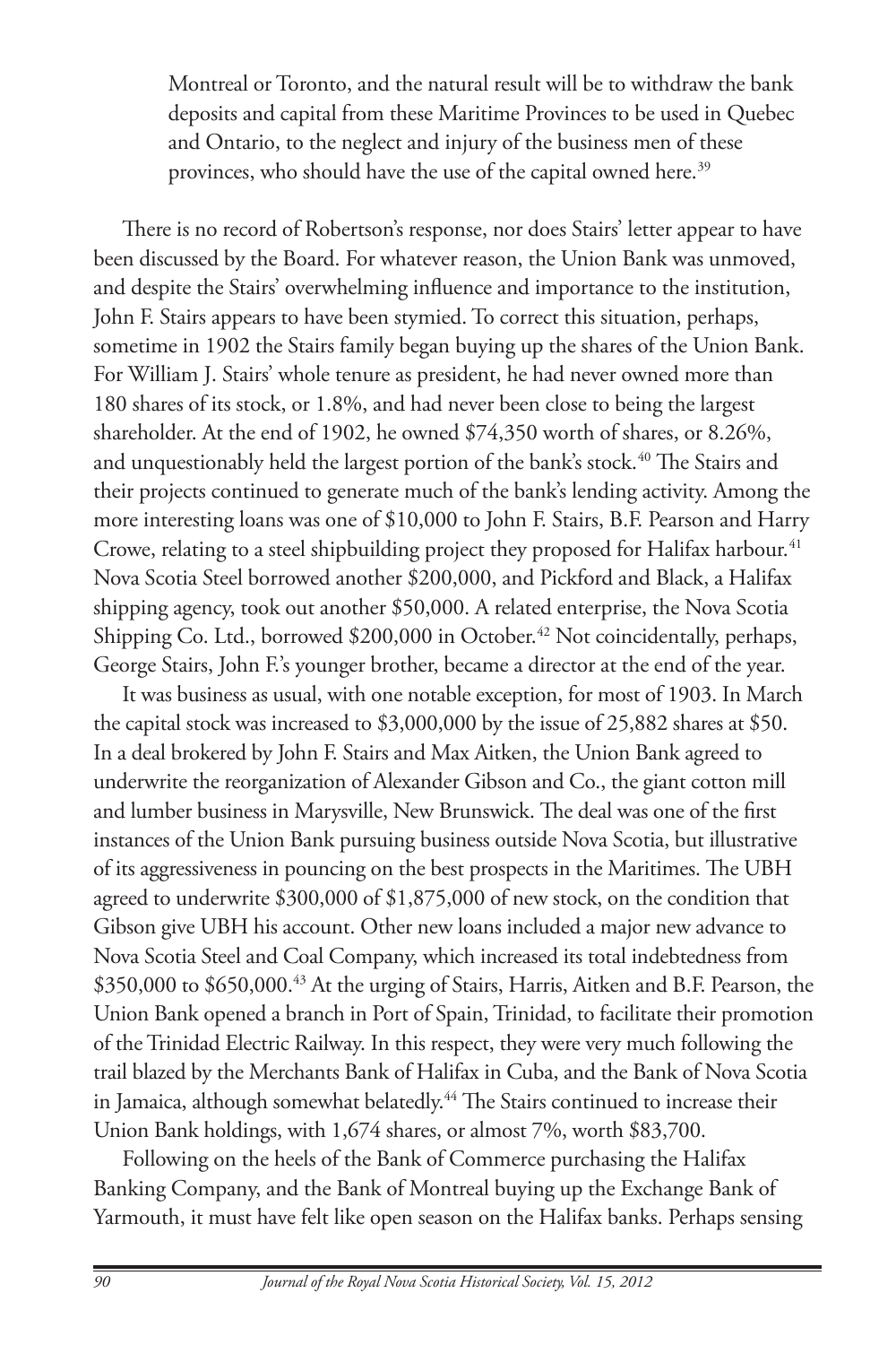> Montreal or Toronto, and the natural result will be to withdraw the bank deposits and capital from these Maritime Provinces to be used in Quebec and Ontario, to the neglect and injury of the business men of these provinces, who should have the use of the capital owned here.[39]

There is no record of Robertson's response, nor does Stairs' letter appear to have been discussed by the Board. For whatever reason, the Union Bank was unmoved, and despite the Stairs' overwhelming influence and importance to the institution, John F. Stairs appears to have been stymied. To correct this situation, perhaps, sometime in 1902 the Stairs family began buying up the shares of the Union Bank. For William J. Stairs' whole tenure as president, he had never owned more than 180 shares of its stock, or 1.8%, and had never been close to being the largest shareholder. At the end of 1902, he owned $74,350 worth of shares, or 8.26%, and unquestionably held the largest portion of the bank's stock.[40] The Stairs and their projects continued to generate much of the bank's lending activity. Among the more interesting loans was one of $10,000 to John F. Stairs, B.F. Pearson and Harry Crowe, relating to a steel shipbuilding project they proposed for Halifax harbour.[41] Nova Scotia Steel borrowed another $200,000, and Pickford and Black, a Halifax shipping agency, took out another $50,000. A related enterprise, the Nova Scotia Shipping Co. Ltd., borrowed $200,000 in October.[42] Not coincidentally, perhaps, George Stairs, John F.'s younger brother, became a director at the end of the year.

It was business as usual, with one notable exception, for most of 1903. In March the capital stock was increased to $3,000,000 by the issue of 25,882 shares at $50. In a deal brokered by John F. Stairs and Max Aitken, the Union Bank agreed to underwrite the reorganization of Alexander Gibson and Co., the giant cotton mill and lumber business in Marysville, New Brunswick. The deal was one of the first instances of the Union Bank pursuing business outside Nova Scotia, but illustrative of its aggressiveness in pouncing on the best prospects in the Maritimes. The UBH agreed to underwrite $300,000 of $1,875,000 of new stock, on the condition that Gibson give UBH his account. Other new loans included a major new advance to Nova Scotia Steel and Coal Company, which increased its total indebtedness from $350,000 to $650,000.[43] At the urging of Stairs, Harris, Aitken and B.F. Pearson, the Union Bank opened a branch in Port of Spain, Trinidad, to facilitate their promotion of the Trinidad Electric Railway. In this respect, they were very much following the trail blazed by the Merchants Bank of Halifax in Cuba, and the Bank of Nova Scotia in Jamaica, although somewhat belatedly.[44] The Stairs continued to increase their Union Bank holdings, with 1,674 shares, or almost 7%, worth $83,700.

Following on the heels of the Bank of Commerce purchasing the Halifax Banking Company, and the Bank of Montreal buying up the Exchange Bank of Yarmouth, it must have felt like open season on the Halifax banks. Perhaps sensing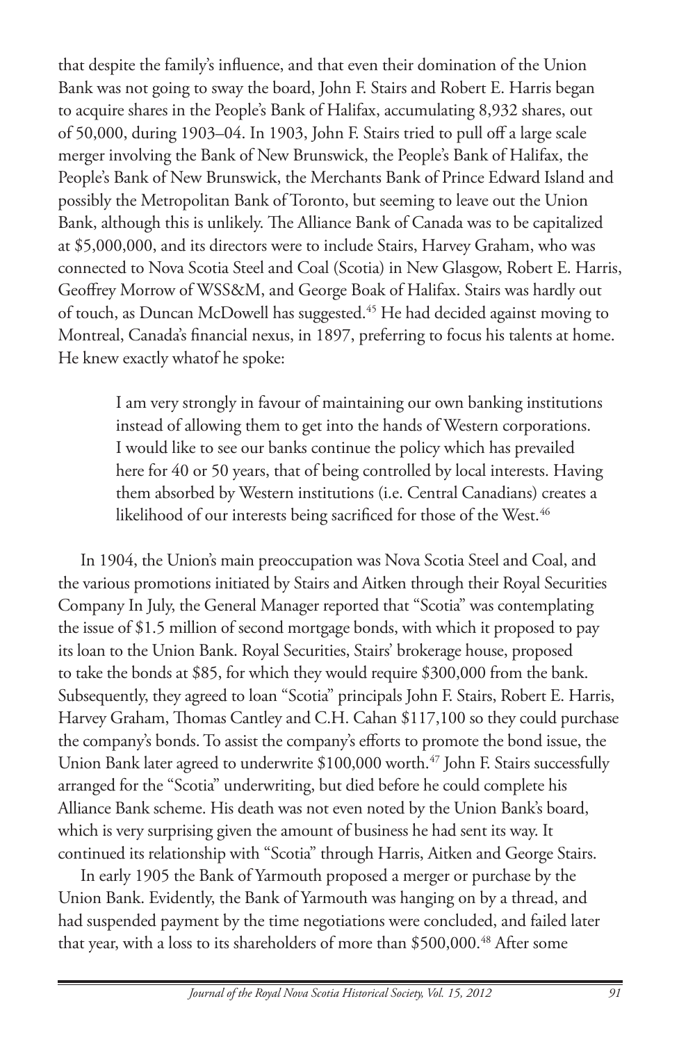that despite the family's influence, and that even their domination of the Union Bank was not going to sway the board, John F. Stairs and Robert E. Harris began to acquire shares in the People's Bank of Halifax, accumulating 8,932 shares, out of 50,000, during 1903–04. In 1903, John F. Stairs tried to pull off a large scale merger involving the Bank of New Brunswick, the People's Bank of Halifax, the People's Bank of New Brunswick, the Merchants Bank of Prince Edward Island and possibly the Metropolitan Bank of Toronto, but seeming to leave out the Union Bank, although this is unlikely. The Alliance Bank of Canada was to be capitalized at $5,000,000, and its directors were to include Stairs, Harvey Graham, who was connected to Nova Scotia Steel and Coal (Scotia) in New Glasgow, Robert E. Harris, Geoffrey Morrow of WSS&M, and George Boak of Halifax. Stairs was hardly out of touch, as Duncan McDowell has suggested.[45] He had decided against moving to Montreal, Canada's financial nexus, in 1897, preferring to focus his talents at home. He knew exactly whatof he spoke:

> I am very strongly in favour of maintaining our own banking institutions instead of allowing them to get into the hands of Western corporations. I would like to see our banks continue the policy which has prevailed here for 40 or 50 years, that of being controlled by local interests. Having them absorbed by Western institutions (i.e. Central Canadians) creates a likelihood of our interests being sacrificed for those of the West.[46]

In 1904, the Union's main preoccupation was Nova Scotia Steel and Coal, and the various promotions initiated by Stairs and Aitken through their Royal Securities Company In July, the General Manager reported that "Scotia" was contemplating the issue of $1.5 million of second mortgage bonds, with which it proposed to pay its loan to the Union Bank. Royal Securities, Stairs' brokerage house, proposed to take the bonds at $85, for which they would require $300,000 from the bank. Subsequently, they agreed to loan "Scotia" principals John F. Stairs, Robert E. Harris, Harvey Graham, Thomas Cantley and C.H. Cahan $117,100 so they could purchase the company's bonds. To assist the company's efforts to promote the bond issue, the Union Bank later agreed to underwrite $100,000 worth.[47] John F. Stairs successfully arranged for the "Scotia" underwriting, but died before he could complete his Alliance Bank scheme. His death was not even noted by the Union Bank's board, which is very surprising given the amount of business he had sent its way. It continued its relationship with "Scotia" through Harris, Aitken and George Stairs.

In early 1905 the Bank of Yarmouth proposed a merger or purchase by the Union Bank. Evidently, the Bank of Yarmouth was hanging on by a thread, and had suspended payment by the time negotiations were concluded, and failed later that year, with a loss to its shareholders of more than $500,000.[48] After some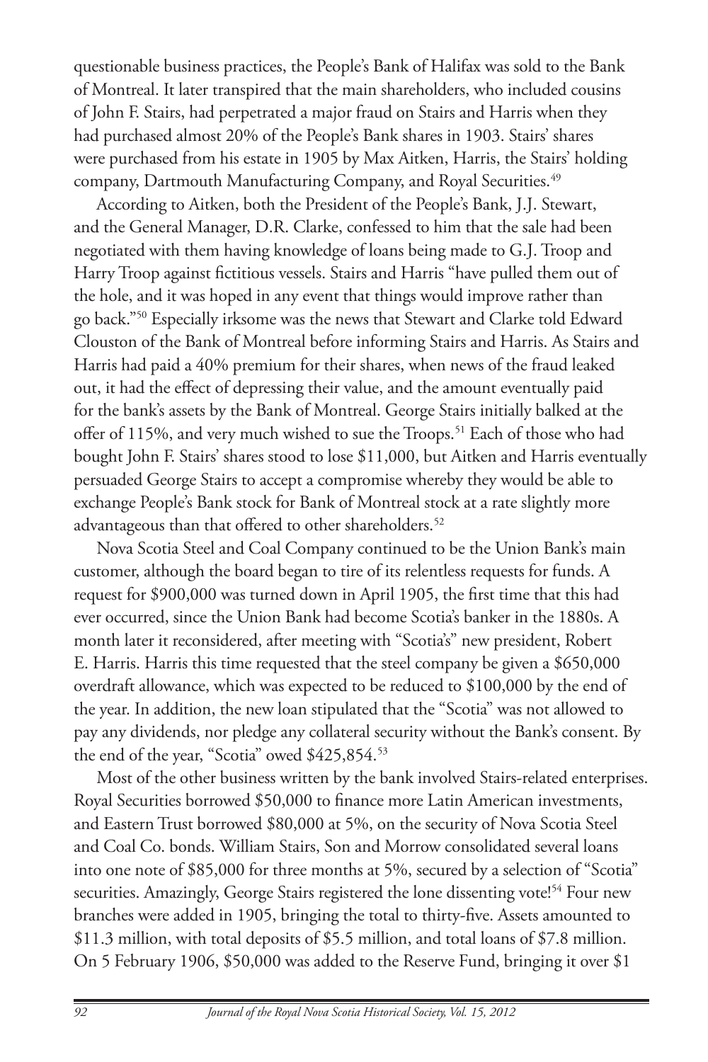questionable business practices, the People's Bank of Halifax was sold to the Bank of Montreal. It later transpired that the main shareholders, who included cousins of John F. Stairs, had perpetrated a major fraud on Stairs and Harris when they had purchased almost 20% of the People's Bank shares in 1903. Stairs' shares were purchased from his estate in 1905 by Max Aitken, Harris, the Stairs' holding company, Dartmouth Manufacturing Company, and Royal Securities.[49]

According to Aitken, both the President of the People's Bank, J.J. Stewart, and the General Manager, D.R. Clarke, confessed to him that the sale had been negotiated with them having knowledge of loans being made to G.J. Troop and Harry Troop against fictitious vessels. Stairs and Harris "have pulled them out of the hole, and it was hoped in any event that things would improve rather than go back."[50] Especially irksome was the news that Stewart and Clarke told Edward Clouston of the Bank of Montreal before informing Stairs and Harris. As Stairs and Harris had paid a 40% premium for their shares, when news of the fraud leaked out, it had the effect of depressing their value, and the amount eventually paid for the bank's assets by the Bank of Montreal. George Stairs initially balked at the offer of 115%, and very much wished to sue the Troops.[51] Each of those who had bought John F. Stairs' shares stood to lose $11,000, but Aitken and Harris eventually persuaded George Stairs to accept a compromise whereby they would be able to exchange People's Bank stock for Bank of Montreal stock at a rate slightly more advantageous than that offered to other shareholders.[52]

Nova Scotia Steel and Coal Company continued to be the Union Bank's main customer, although the board began to tire of its relentless requests for funds. A request for $900,000 was turned down in April 1905, the first time that this had ever occurred, since the Union Bank had become Scotia's banker in the 1880s. A month later it reconsidered, after meeting with "Scotia's" new president, Robert E. Harris. Harris this time requested that the steel company be given a $650,000 overdraft allowance, which was expected to be reduced to $100,000 by the end of the year. In addition, the new loan stipulated that the "Scotia" was not allowed to pay any dividends, nor pledge any collateral security without the Bank's consent. By the end of the year, "Scotia" owed $425,854.[53]

Most of the other business written by the bank involved Stairs-related enterprises. Royal Securities borrowed $50,000 to finance more Latin American investments, and Eastern Trust borrowed $80,000 at 5%, on the security of Nova Scotia Steel and Coal Co. bonds. William Stairs, Son and Morrow consolidated several loans into one note of $85,000 for three months at 5%, secured by a selection of "Scotia" securities. Amazingly, George Stairs registered the lone dissenting vote![54] Four new branches were added in 1905, bringing the total to thirty-five. Assets amounted to $11.3 million, with total deposits of $5.5 million, and total loans of $7.8 million. On 5 February 1906, $50,000 was added to the Reserve Fund, bringing it over $1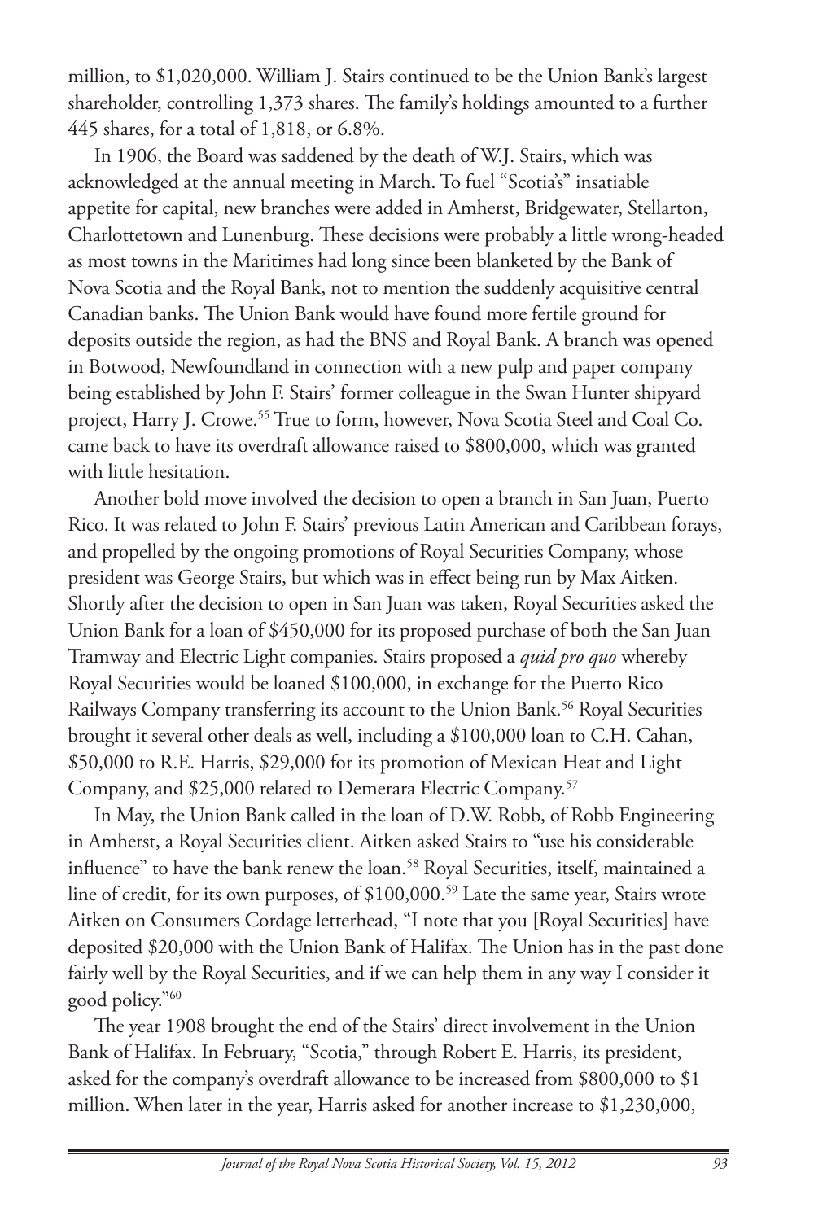million, to $1,020,000. William J. Stairs continued to be the Union Bank's largest shareholder, controlling 1,373 shares. The family's holdings amounted to a further 445 shares, for a total of 1,818, or 6.8%.

In 1906, the Board was saddened by the death of W.J. Stairs, which was acknowledged at the annual meeting in March. To fuel "Scotia's" insatiable appetite for capital, new branches were added in Amherst, Bridgewater, Stellarton, Charlottetown and Lunenburg. These decisions were probably a little wrong-headed as most towns in the Maritimes had long since been blanketed by the Bank of Nova Scotia and the Royal Bank, not to mention the suddenly acquisitive central Canadian banks. The Union Bank would have found more fertile ground for deposits outside the region, as had the BNS and Royal Bank. A branch was opened in Botwood, Newfoundland in connection with a new pulp and paper company being established by John F. Stairs' former colleague in the Swan Hunter shipyard project, Harry J. Crowe.[55] True to form, however, Nova Scotia Steel and Coal Co. came back to have its overdraft allowance raised to $800,000, which was granted with little hesitation.

Another bold move involved the decision to open a branch in San Juan, Puerto Rico. It was related to John F. Stairs' previous Latin American and Caribbean forays, and propelled by the ongoing promotions of Royal Securities Company, whose president was George Stairs, but which was in effect being run by Max Aitken. Shortly after the decision to open in San Juan was taken, Royal Securities asked the Union Bank for a loan of $450,000 for its proposed purchase of both the San Juan Tramway and Electric Light companies. Stairs proposed a *quid pro quo* whereby Royal Securities would be loaned $100,000, in exchange for the Puerto Rico Railways Company transferring its account to the Union Bank.[56] Royal Securities brought it several other deals as well, including a $100,000 loan to C.H. Cahan, $50,000 to R.E. Harris, $29,000 for its promotion of Mexican Heat and Light Company, and $25,000 related to Demerara Electric Company.[57]

In May, the Union Bank called in the loan of D.W. Robb, of Robb Engineering in Amherst, a Royal Securities client. Aitken asked Stairs to "use his considerable influence" to have the bank renew the loan.[58] Royal Securities, itself, maintained a line of credit, for its own purposes, of $100,000.[59] Late the same year, Stairs wrote Aitken on Consumers Cordage letterhead, "I note that you [Royal Securities] have deposited $20,000 with the Union Bank of Halifax. The Union has in the past done fairly well by the Royal Securities, and if we can help them in any way I consider it good policy."[60]

The year 1908 brought the end of the Stairs' direct involvement in the Union Bank of Halifax. In February, "Scotia," through Robert E. Harris, its president, asked for the company's overdraft allowance to be increased from $800,000 to $1 million. When later in the year, Harris asked for another increase to $1,230,000,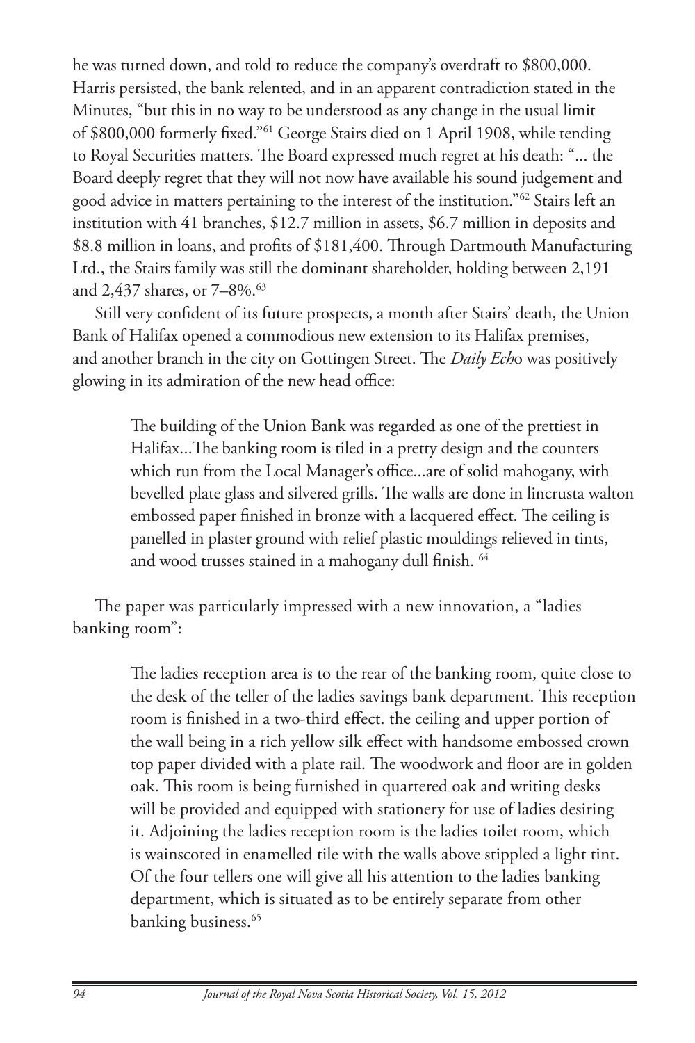he was turned down, and told to reduce the company's overdraft to $800,000. Harris persisted, the bank relented, and in an apparent contradiction stated in the Minutes, "but this in no way to be understood as any change in the usual limit of $800,000 formerly fixed."[61] George Stairs died on 1 April 1908, while tending to Royal Securities matters. The Board expressed much regret at his death: "... the Board deeply regret that they will not now have available his sound judgement and good advice in matters pertaining to the interest of the institution."[62] Stairs left an institution with 41 branches, $12.7 million in assets, $6.7 million in deposits and $8.8 million in loans, and profits of $181,400. Through Dartmouth Manufacturing Ltd., the Stairs family was still the dominant shareholder, holding between 2,191 and 2,437 shares, or 7–8%.[63]

Still very confident of its future prospects, a month after Stairs' death, the Union Bank of Halifax opened a commodious new extension to its Halifax premises, and another branch in the city on Gottingen Street. The *Daily Ech*o was positively glowing in its admiration of the new head office:

> The building of the Union Bank was regarded as one of the prettiest in Halifax...The banking room is tiled in a pretty design and the counters which run from the Local Manager's office...are of solid mahogany, with bevelled plate glass and silvered grills. The walls are done in lincrusta walton embossed paper finished in bronze with a lacquered effect. The ceiling is panelled in plaster ground with relief plastic mouldings relieved in tints, and wood trusses stained in a mahogany dull finish. [64]

The paper was particularly impressed with a new innovation, a "ladies banking room":

> The ladies reception area is to the rear of the banking room, quite close to the desk of the teller of the ladies savings bank department. This reception room is finished in a two-third effect. the ceiling and upper portion of the wall being in a rich yellow silk effect with handsome embossed crown top paper divided with a plate rail. The woodwork and floor are in golden oak. This room is being furnished in quartered oak and writing desks will be provided and equipped with stationery for use of ladies desiring it. Adjoining the ladies reception room is the ladies toilet room, which is wainscoted in enamelled tile with the walls above stippled a light tint. Of the four tellers one will give all his attention to the ladies banking department, which is situated as to be entirely separate from other banking business.[65]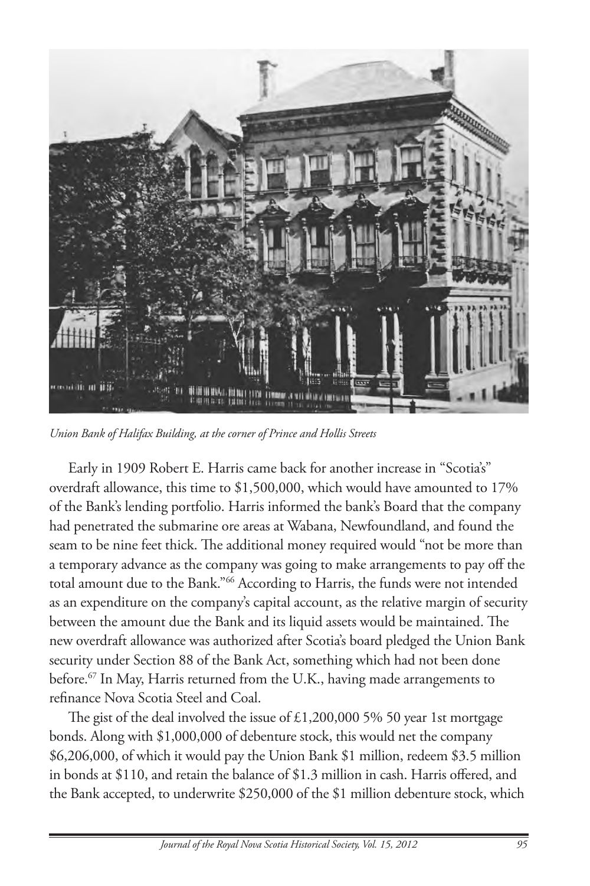*Union Bank of Halifax Building, at the corner of Prince and Hollis Streets*

Early in 1909 Robert E. Harris came back for another increase in "Scotia's" overdraft allowance, this time to $1,500,000, which would have amounted to 17% of the Bank's lending portfolio. Harris informed the bank's Board that the company had penetrated the submarine ore areas at Wabana, Newfoundland, and found the seam to be nine feet thick. The additional money required would "not be more than a temporary advance as the company was going to make arrangements to pay off the total amount due to the Bank."[66] According to Harris, the funds were not intended as an expenditure on the company's capital account, as the relative margin of security between the amount due the Bank and its liquid assets would be maintained. The new overdraft allowance was authorized after Scotia's board pledged the Union Bank security under Section 88 of the Bank Act, something which had not been done before.[67] In May, Harris returned from the U.K., having made arrangements to refinance Nova Scotia Steel and Coal.

The gist of the deal involved the issue of £1,200,000 5% 50 year 1st mortgage bonds. Along with $1,000,000 of debenture stock, this would net the company $6,206,000, of which it would pay the Union Bank $1 million, redeem $3.5 million in bonds at $110, and retain the balance of $1.3 million in cash. Harris offered, and the Bank accepted, to underwrite $250,000 of the $1 million debenture stock, which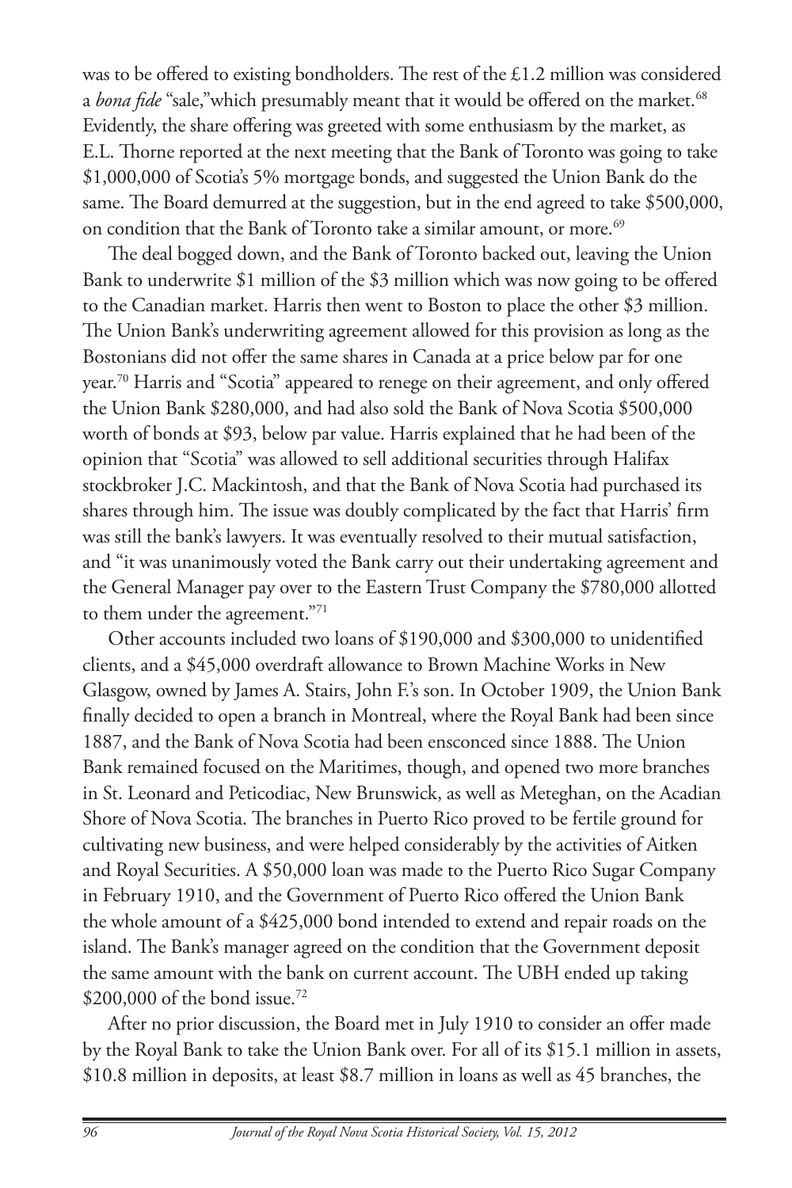was to be offered to existing bondholders. The rest of the £1.2 million was considered a *bona fide* "sale,"which presumably meant that it would be offered on the market.[68] Evidently, the share offering was greeted with some enthusiasm by the market, as E.L. Thorne reported at the next meeting that the Bank of Toronto was going to take $1,000,000 of Scotia's 5% mortgage bonds, and suggested the Union Bank do the same. The Board demurred at the suggestion, but in the end agreed to take $500,000, on condition that the Bank of Toronto take a similar amount, or more.[69]

The deal bogged down, and the Bank of Toronto backed out, leaving the Union Bank to underwrite $1 million of the $3 million which was now going to be offered to the Canadian market. Harris then went to Boston to place the other $3 million. The Union Bank's underwriting agreement allowed for this provision as long as the Bostonians did not offer the same shares in Canada at a price below par for one year.[70] Harris and "Scotia" appeared to renege on their agreement, and only offered the Union Bank $280,000, and had also sold the Bank of Nova Scotia $500,000 worth of bonds at $93, below par value. Harris explained that he had been of the opinion that "Scotia" was allowed to sell additional securities through Halifax stockbroker J.C. Mackintosh, and that the Bank of Nova Scotia had purchased its shares through him. The issue was doubly complicated by the fact that Harris' firm was still the bank's lawyers. It was eventually resolved to their mutual satisfaction, and "it was unanimously voted the Bank carry out their undertaking agreement and the General Manager pay over to the Eastern Trust Company the $780,000 allotted to them under the agreement."[71]

Other accounts included two loans of $190,000 and $300,000 to unidentified clients, and a $45,000 overdraft allowance to Brown Machine Works in New Glasgow, owned by James A. Stairs, John F.'s son. In October 1909, the Union Bank finally decided to open a branch in Montreal, where the Royal Bank had been since 1887, and the Bank of Nova Scotia had been ensconced since 1888. The Union Bank remained focused on the Maritimes, though, and opened two more branches in St. Leonard and Peticodiac, New Brunswick, as well as Meteghan, on the Acadian Shore of Nova Scotia. The branches in Puerto Rico proved to be fertile ground for cultivating new business, and were helped considerably by the activities of Aitken and Royal Securities. A $50,000 loan was made to the Puerto Rico Sugar Company in February 1910, and the Government of Puerto Rico offered the Union Bank the whole amount of a $425,000 bond intended to extend and repair roads on the island. The Bank's manager agreed on the condition that the Government deposit the same amount with the bank on current account. The UBH ended up taking $200,000 of the bond issue.[72]

After no prior discussion, the Board met in July 1910 to consider an offer made by the Royal Bank to take the Union Bank over. For all of its $15.1 million in assets, $10.8 million in deposits, at least $8.7 million in loans as well as 45 branches, the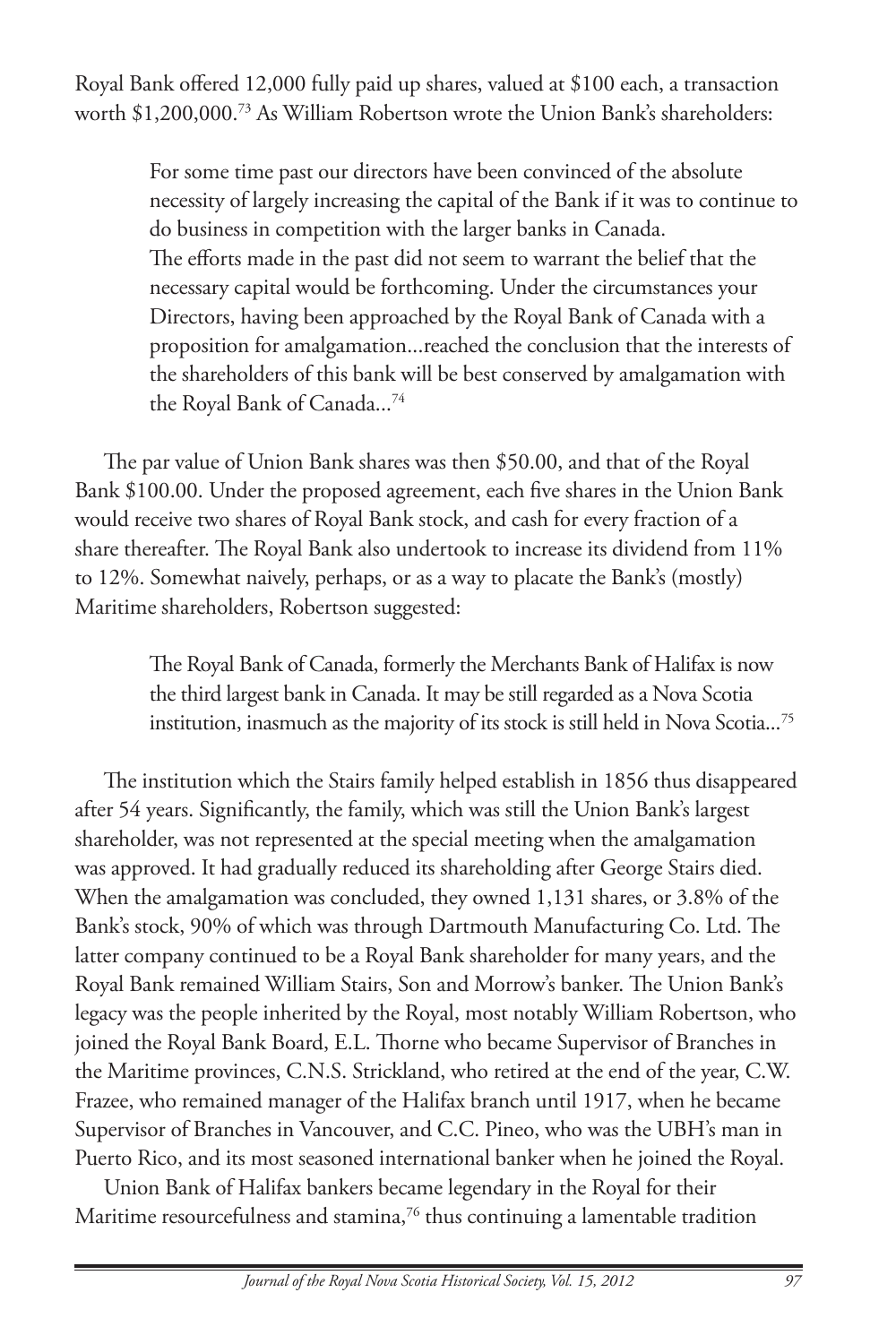Royal Bank offered 12,000 fully paid up shares, valued at $100 each, a transaction worth $1,200,000.[73] As William Robertson wrote the Union Bank's shareholders:

> For some time past our directors have been convinced of the absolute necessity of largely increasing the capital of the Bank if it was to continue to do business in competition with the larger banks in Canada.
> The efforts made in the past did not seem to warrant the belief that the necessary capital would be forthcoming. Under the circumstances your Directors, having been approached by the Royal Bank of Canada with a proposition for amalgamation...reached the conclusion that the interests of the shareholders of this bank will be best conserved by amalgamation with the Royal Bank of Canada...[74]

The par value of Union Bank shares was then $50.00, and that of the Royal Bank $100.00. Under the proposed agreement, each five shares in the Union Bank would receive two shares of Royal Bank stock, and cash for every fraction of a share thereafter. The Royal Bank also undertook to increase its dividend from 11% to 12%. Somewhat naively, perhaps, or as a way to placate the Bank's (mostly) Maritime shareholders, Robertson suggested:

> The Royal Bank of Canada, formerly the Merchants Bank of Halifax is now the third largest bank in Canada. It may be still regarded as a Nova Scotia institution, inasmuch as the majority of its stock is still held in Nova Scotia...[75]

The institution which the Stairs family helped establish in 1856 thus disappeared after 54 years. Significantly, the family, which was still the Union Bank's largest shareholder, was not represented at the special meeting when the amalgamation was approved. It had gradually reduced its shareholding after George Stairs died. When the amalgamation was concluded, they owned 1,131 shares, or 3.8% of the Bank's stock, 90% of which was through Dartmouth Manufacturing Co. Ltd. The latter company continued to be a Royal Bank shareholder for many years, and the Royal Bank remained William Stairs, Son and Morrow's banker. The Union Bank's legacy was the people inherited by the Royal, most notably William Robertson, who joined the Royal Bank Board, E.L. Thorne who became Supervisor of Branches in the Maritime provinces, C.N.S. Strickland, who retired at the end of the year, C.W. Frazee, who remained manager of the Halifax branch until 1917, when he became Supervisor of Branches in Vancouver, and C.C. Pineo, who was the UBH's man in Puerto Rico, and its most seasoned international banker when he joined the Royal.

Union Bank of Halifax bankers became legendary in the Royal for their Maritime resourcefulness and stamina,[76] thus continuing a lamentable tradition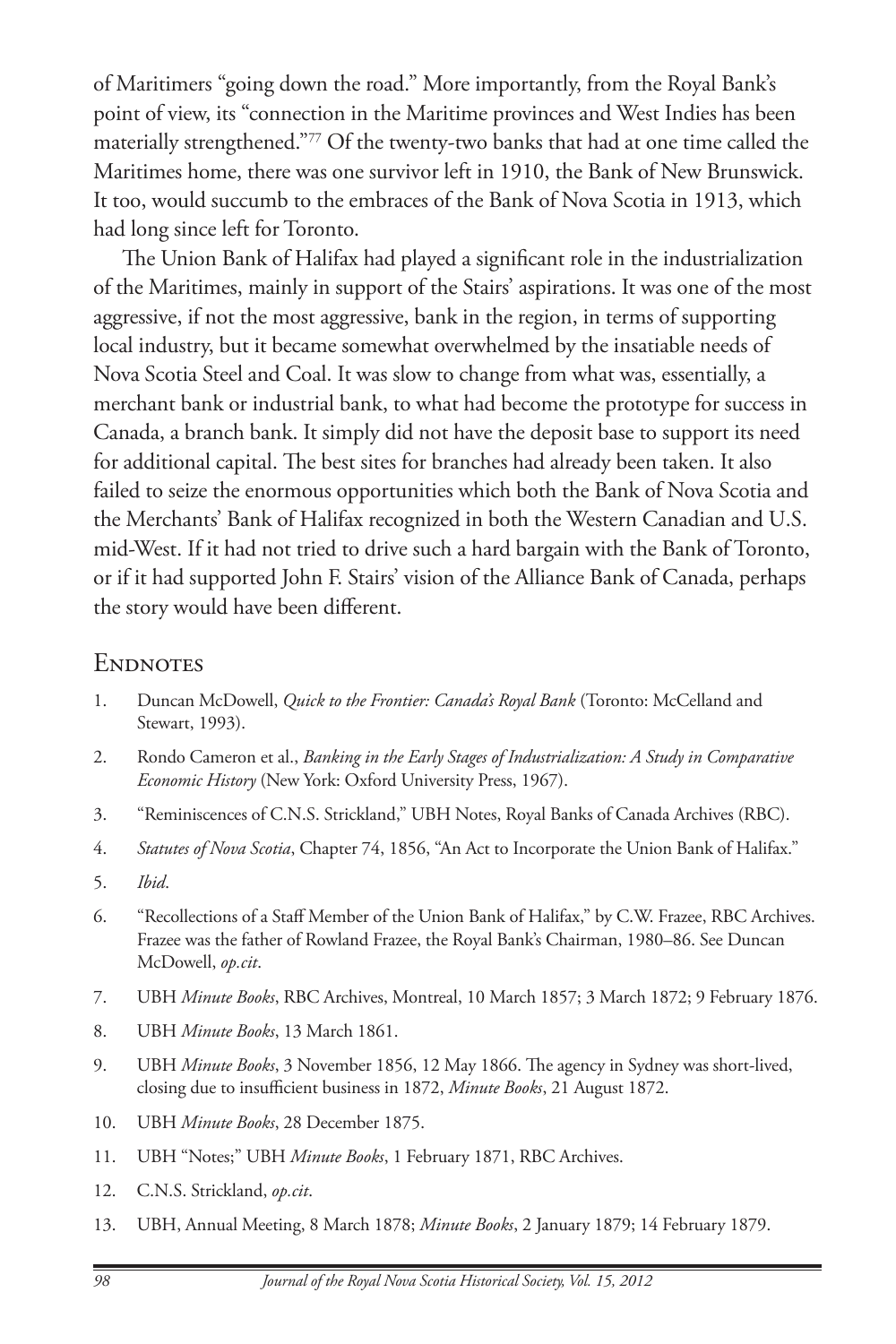of Maritimers "going down the road." More importantly, from the Royal Bank's point of view, its "connection in the Maritime provinces and West Indies has been materially strengthened."[77] Of the twenty-two banks that had at one time called the Maritimes home, there was one survivor left in 1910, the Bank of New Brunswick. It too, would succumb to the embraces of the Bank of Nova Scotia in 1913, which had long since left for Toronto.

The Union Bank of Halifax had played a significant role in the industrialization of the Maritimes, mainly in support of the Stairs' aspirations. It was one of the most aggressive, if not the most aggressive, bank in the region, in terms of supporting local industry, but it became somewhat overwhelmed by the insatiable needs of Nova Scotia Steel and Coal. It was slow to change from what was, essentially, a merchant bank or industrial bank, to what had become the prototype for success in Canada, a branch bank. It simply did not have the deposit base to support its need for additional capital. The best sites for branches had already been taken. It also failed to seize the enormous opportunities which both the Bank of Nova Scotia and the Merchants' Bank of Halifax recognized in both the Western Canadian and U.S. mid-West. If it had not tried to drive such a hard bargain with the Bank of Toronto, or if it had supported John F. Stairs' vision of the Alliance Bank of Canada, perhaps the story would have been different.

## Endnotes

1. Duncan McDowell, *Quick to the Frontier: Canada's Royal Bank* (Toronto: McCelland and Stewart, 1993).
2. Rondo Cameron et al., *Banking in the Early Stages of Industrialization: A Study in Comparative Economic History* (New York: Oxford University Press, 1967).
3. "Reminiscences of C.N.S. Strickland," UBH Notes, Royal Banks of Canada Archives (RBC).
4. *Statutes of Nova Scotia*, Chapter 74, 1856, "An Act to Incorporate the Union Bank of Halifax."
5. *Ibid*.
6. "Recollections of a Staff Member of the Union Bank of Halifax," by C.W. Frazee, RBC Archives. Frazee was the father of Rowland Frazee, the Royal Bank's Chairman, 1980–86. See Duncan McDowell, *op.cit*.
7. UBH *Minute Books*, RBC Archives, Montreal, 10 March 1857; 3 March 1872; 9 February 1876.
8. UBH *Minute Books*, 13 March 1861.
9. UBH *Minute Books*, 3 November 1856, 12 May 1866. The agency in Sydney was short-lived, closing due to insufficient business in 1872, *Minute Books*, 21 August 1872.
10. UBH *Minute Books*, 28 December 1875.
11. UBH "Notes;" UBH *Minute Books*, 1 February 1871, RBC Archives.
12. C.N.S. Strickland, *op.cit*.
13. UBH, Annual Meeting, 8 March 1878; *Minute Books*, 2 January 1879; 14 February 1879.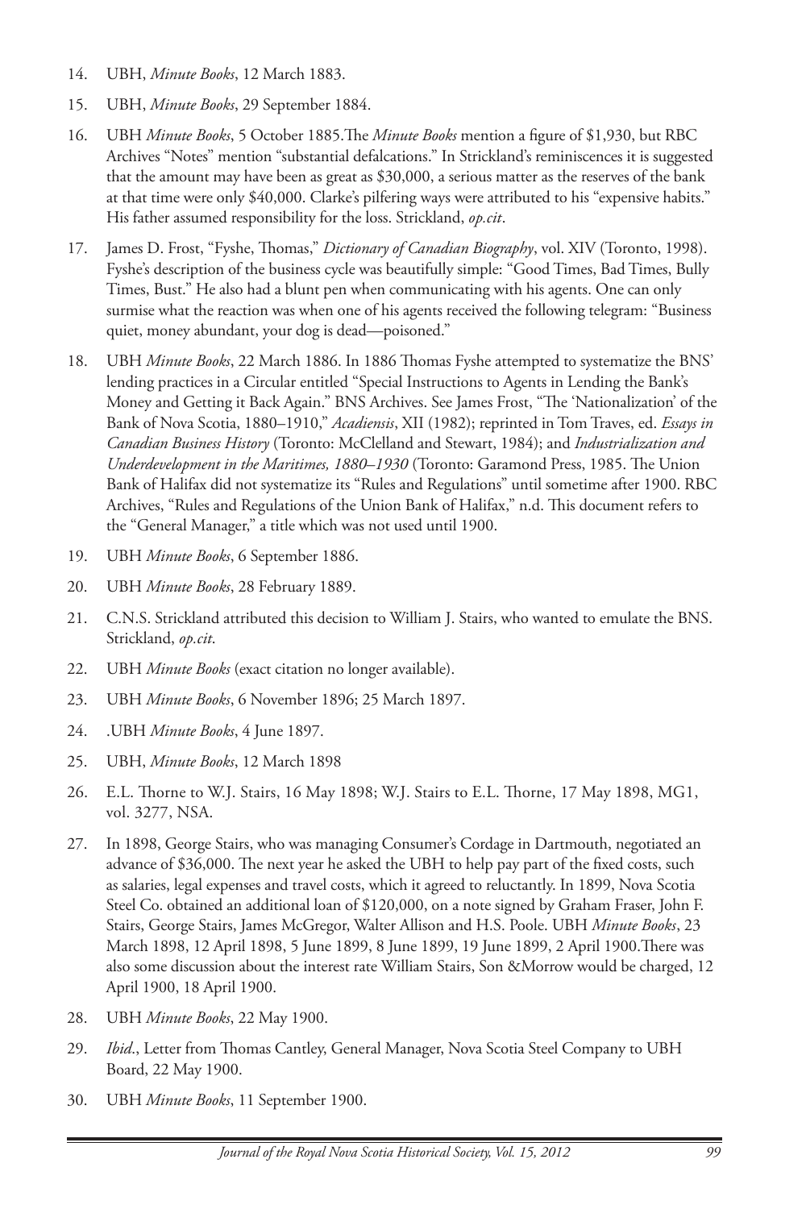14. UBH, *Minute Books*, 12 March 1883.
15. UBH, *Minute Books*, 29 September 1884.
16. UBH *Minute Books*, 5 October 1885.The *Minute Books* mention a figure of $1,930, but RBC Archives "Notes" mention "substantial defalcations." In Strickland's reminiscences it is suggested that the amount may have been as great as $30,000, a serious matter as the reserves of the bank at that time were only $40,000. Clarke's pilfering ways were attributed to his "expensive habits." His father assumed responsibility for the loss. Strickland, *op.cit*.
17. James D. Frost, "Fyshe, Thomas," *Dictionary of Canadian Biography*, vol. XIV (Toronto, 1998). Fyshe's description of the business cycle was beautifully simple: "Good Times, Bad Times, Bully Times, Bust." He also had a blunt pen when communicating with his agents. One can only surmise what the reaction was when one of his agents received the following telegram: "Business quiet, money abundant, your dog is dead—poisoned."
18. UBH *Minute Books*, 22 March 1886. In 1886 Thomas Fyshe attempted to systematize the BNS' lending practices in a Circular entitled "Special Instructions to Agents in Lending the Bank's Money and Getting it Back Again." BNS Archives. See James Frost, "The 'Nationalization' of the Bank of Nova Scotia, 1880–1910," *Acadiensis*, XII (1982); reprinted in Tom Traves, ed. *Essays in Canadian Business History* (Toronto: McClelland and Stewart, 1984); and *Industrialization and Underdevelopment in the Maritimes, 1880–1930* (Toronto: Garamond Press, 1985. The Union Bank of Halifax did not systematize its "Rules and Regulations" until sometime after 1900. RBC Archives, "Rules and Regulations of the Union Bank of Halifax," n.d. This document refers to the "General Manager," a title which was not used until 1900.
19. UBH *Minute Books*, 6 September 1886.
20. UBH *Minute Books*, 28 February 1889.
21. C.N.S. Strickland attributed this decision to William J. Stairs, who wanted to emulate the BNS. Strickland, *op.cit*.
22. UBH *Minute Books* (exact citation no longer available).
23. UBH *Minute Books*, 6 November 1896; 25 March 1897.
24. .UBH *Minute Books*, 4 June 1897.
25. UBH, *Minute Books*, 12 March 1898
26. E.L. Thorne to W.J. Stairs, 16 May 1898; W.J. Stairs to E.L. Thorne, 17 May 1898, MG1, vol. 3277, NSA.
27. In 1898, George Stairs, who was managing Consumer's Cordage in Dartmouth, negotiated an advance of $36,000. The next year he asked the UBH to help pay part of the fixed costs, such as salaries, legal expenses and travel costs, which it agreed to reluctantly. In 1899, Nova Scotia Steel Co. obtained an additional loan of $120,000, on a note signed by Graham Fraser, John F. Stairs, George Stairs, James McGregor, Walter Allison and H.S. Poole. UBH *Minute Books*, 23 March 1898, 12 April 1898, 5 June 1899, 8 June 1899, 19 June 1899, 2 April 1900.There was also some discussion about the interest rate William Stairs, Son &Morrow would be charged, 12 April 1900, 18 April 1900.
28. UBH *Minute Books*, 22 May 1900.
29. *Ibid*., Letter from Thomas Cantley, General Manager, Nova Scotia Steel Company to UBH Board, 22 May 1900.
30. UBH *Minute Books*, 11 September 1900.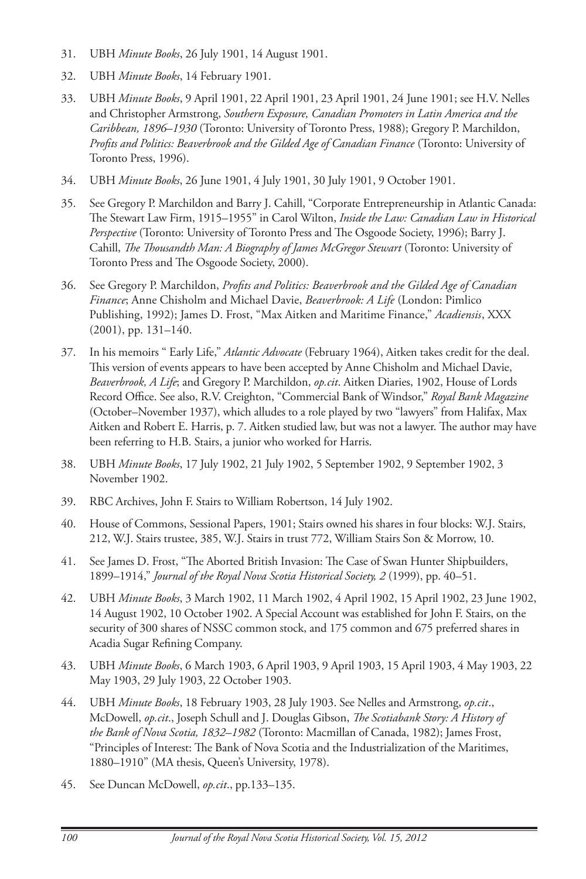31. UBH *Minute Books*, 26 July 1901, 14 August 1901.

32. UBH *Minute Books*, 14 February 1901.

33. UBH *Minute Books*, 9 April 1901, 22 April 1901, 23 April 1901, 24 June 1901; see H.V. Nelles and Christopher Armstrong, *Southern Exposure, Canadian Promoters in Latin America and the Caribbean, 1896–1930* (Toronto: University of Toronto Press, 1988); Gregory P. Marchildon, *Profits and Politics: Beaverbrook and the Gilded Age of Canadian Finance* (Toronto: University of Toronto Press, 1996).

34. UBH *Minute Books*, 26 June 1901, 4 July 1901, 30 July 1901, 9 October 1901.

35. See Gregory P. Marchildon and Barry J. Cahill, "Corporate Entrepreneurship in Atlantic Canada: The Stewart Law Firm, 1915–1955" in Carol Wilton, *Inside the Law: Canadian Law in Historical Perspective* (Toronto: University of Toronto Press and The Osgoode Society, 1996); Barry J. Cahill, *The Thousandth Man: A Biography of James McGregor Stewart* (Toronto: University of Toronto Press and The Osgoode Society, 2000).

36. See Gregory P. Marchildon, *Profits and Politics: Beaverbrook and the Gilded Age of Canadian Finance*; Anne Chisholm and Michael Davie, *Beaverbrook: A Life* (London: Pimlico Publishing, 1992); James D. Frost, "Max Aitken and Maritime Finance," *Acadiensis*, XXX (2001), pp. 131–140.

37. In his memoirs " Early Life," *Atlantic Advocate* (February 1964), Aitken takes credit for the deal. This version of events appears to have been accepted by Anne Chisholm and Michael Davie, *Beaverbrook, A Life*; and Gregory P. Marchildon, *op.cit*. Aitken Diaries, 1902, House of Lords Record Office. See also, R.V. Creighton, "Commercial Bank of Windsor," *Royal Bank Magazine* (October–November 1937), which alludes to a role played by two "lawyers" from Halifax, Max Aitken and Robert E. Harris, p. 7. Aitken studied law, but was not a lawyer. The author may have been referring to H.B. Stairs, a junior who worked for Harris.

38. UBH *Minute Books*, 17 July 1902, 21 July 1902, 5 September 1902, 9 September 1902, 3 November 1902.

39. RBC Archives, John F. Stairs to William Robertson, 14 July 1902.

40. House of Commons, Sessional Papers, 1901; Stairs owned his shares in four blocks: W.J. Stairs, 212, W.J. Stairs trustee, 385, W.J. Stairs in trust 772, William Stairs Son & Morrow, 10.

41. See James D. Frost, "The Aborted British Invasion: The Case of Swan Hunter Shipbuilders, 1899–1914," *Journal of the Royal Nova Scotia Historical Society, 2* (1999), pp. 40–51.

42. UBH *Minute Books*, 3 March 1902, 11 March 1902, 4 April 1902, 15 April 1902, 23 June 1902, 14 August 1902, 10 October 1902. A Special Account was established for John F. Stairs, on the security of 300 shares of NSSC common stock, and 175 common and 675 preferred shares in Acadia Sugar Refining Company.

43. UBH *Minute Books*, 6 March 1903, 6 April 1903, 9 April 1903, 15 April 1903, 4 May 1903, 22 May 1903, 29 July 1903, 22 October 1903.

44. UBH *Minute Books*, 18 February 1903, 28 July 1903. See Nelles and Armstrong, *op.cit*., McDowell, *op.cit*., Joseph Schull and J. Douglas Gibson, *The Scotiabank Story: A History of the Bank of Nova Scotia, 1832–1982* (Toronto: Macmillan of Canada, 1982); James Frost, "Principles of Interest: The Bank of Nova Scotia and the Industrialization of the Maritimes, 1880–1910" (MA thesis, Queen's University, 1978).

45. See Duncan McDowell, *op.cit*., pp.133–135.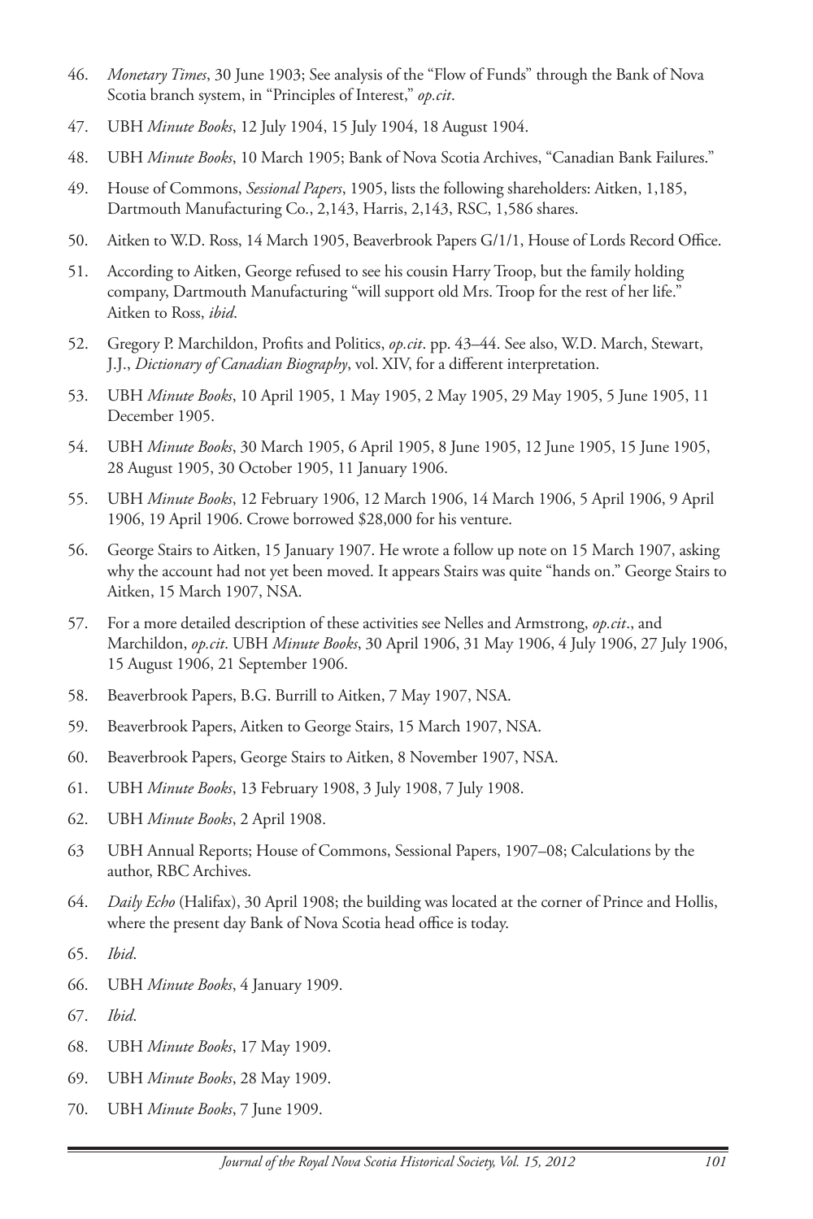46. *Monetary Times*, 30 June 1903; See analysis of the "Flow of Funds" through the Bank of Nova Scotia branch system, in "Principles of Interest," *op.cit*.

47. UBH *Minute Books*, 12 July 1904, 15 July 1904, 18 August 1904.

48. UBH *Minute Books*, 10 March 1905; Bank of Nova Scotia Archives, "Canadian Bank Failures."

49. House of Commons, *Sessional Papers*, 1905, lists the following shareholders: Aitken, 1,185, Dartmouth Manufacturing Co., 2,143, Harris, 2,143, RSC, 1,586 shares.

50. Aitken to W.D. Ross, 14 March 1905, Beaverbrook Papers G/1/1, House of Lords Record Office.

51. According to Aitken, George refused to see his cousin Harry Troop, but the family holding company, Dartmouth Manufacturing "will support old Mrs. Troop for the rest of her life." Aitken to Ross, *ibid*.

52. Gregory P. Marchildon, Profits and Politics, *op.cit*. pp. 43–44. See also, W.D. March, Stewart, J.J., *Dictionary of Canadian Biography*, vol. XIV, for a different interpretation.

53. UBH *Minute Books*, 10 April 1905, 1 May 1905, 2 May 1905, 29 May 1905, 5 June 1905, 11 December 1905.

54. UBH *Minute Books*, 30 March 1905, 6 April 1905, 8 June 1905, 12 June 1905, 15 June 1905, 28 August 1905, 30 October 1905, 11 January 1906.

55. UBH *Minute Books*, 12 February 1906, 12 March 1906, 14 March 1906, 5 April 1906, 9 April 1906, 19 April 1906. Crowe borrowed $28,000 for his venture.

56. George Stairs to Aitken, 15 January 1907. He wrote a follow up note on 15 March 1907, asking why the account had not yet been moved. It appears Stairs was quite "hands on." George Stairs to Aitken, 15 March 1907, NSA.

57. For a more detailed description of these activities see Nelles and Armstrong, *op.cit*., and Marchildon, *op.cit*. UBH *Minute Books*, 30 April 1906, 31 May 1906, 4 July 1906, 27 July 1906, 15 August 1906, 21 September 1906.

58. Beaverbrook Papers, B.G. Burrill to Aitken, 7 May 1907, NSA.

59. Beaverbrook Papers, Aitken to George Stairs, 15 March 1907, NSA.

60. Beaverbrook Papers, George Stairs to Aitken, 8 November 1907, NSA.

61. UBH *Minute Books*, 13 February 1908, 3 July 1908, 7 July 1908.

62. UBH *Minute Books*, 2 April 1908.

63 UBH Annual Reports; House of Commons, Sessional Papers, 1907–08; Calculations by the author, RBC Archives.

64. *Daily Echo* (Halifax), 30 April 1908; the building was located at the corner of Prince and Hollis, where the present day Bank of Nova Scotia head office is today.

65. *Ibid*.

66. UBH *Minute Books*, 4 January 1909.

67. *Ibid*.

68. UBH *Minute Books*, 17 May 1909.

69. UBH *Minute Books*, 28 May 1909.

70. UBH *Minute Books*, 7 June 1909.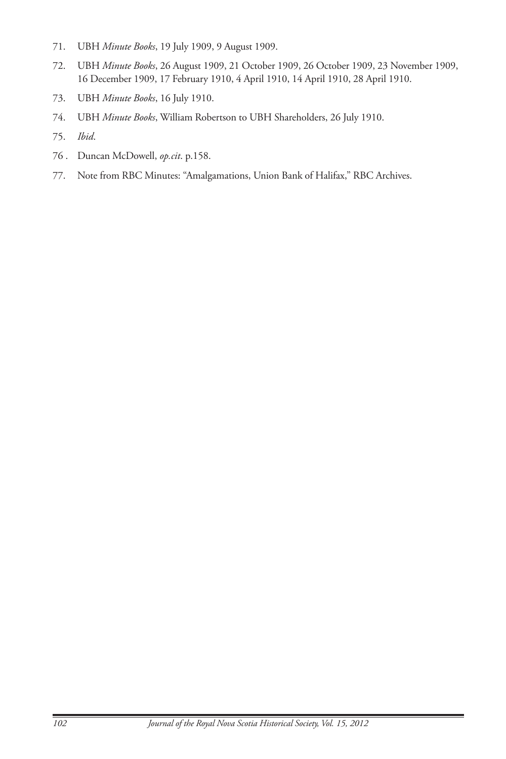71. UBH *Minute Books*, 19 July 1909, 9 August 1909.
72. UBH *Minute Books*, 26 August 1909, 21 October 1909, 26 October 1909, 23 November 1909, 16 December 1909, 17 February 1910, 4 April 1910, 14 April 1910, 28 April 1910.
73. UBH *Minute Books*, 16 July 1910.
74. UBH *Minute Books*, William Robertson to UBH Shareholders, 26 July 1910.
75. *Ibid*.
76. Duncan McDowell, *op.cit*. p.158.
77. Note from RBC Minutes: "Amalgamations, Union Bank of Halifax," RBC Archives.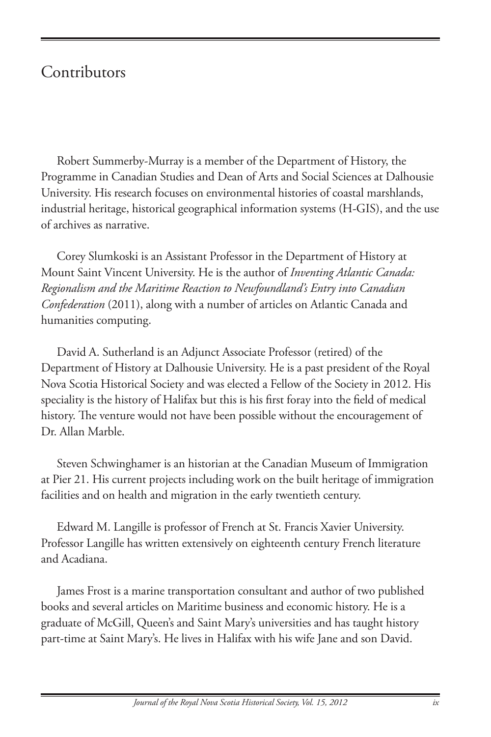# Contributors

Robert Summerby-Murray is a member of the Department of History, the Programme in Canadian Studies and Dean of Arts and Social Sciences at Dalhousie University. His research focuses on environmental histories of coastal marshlands, industrial heritage, historical geographical information systems (H-GIS), and the use of archives as narrative.

Corey Slumkoski is an Assistant Professor in the Department of History at Mount Saint Vincent University. He is the author of *Inventing Atlantic Canada: Regionalism and the Maritime Reaction to Newfoundland's Entry into Canadian Confederation* (2011), along with a number of articles on Atlantic Canada and humanities computing.

David A. Sutherland is an Adjunct Associate Professor (retired) of the Department of History at Dalhousie University. He is a past president of the Royal Nova Scotia Historical Society and was elected a Fellow of the Society in 2012. His speciality is the history of Halifax but this is his first foray into the field of medical history. The venture would not have been possible without the encouragement of Dr. Allan Marble.

Steven Schwinghamer is an historian at the Canadian Museum of Immigration at Pier 21. His current projects including work on the built heritage of immigration facilities and on health and migration in the early twentieth century.

Edward M. Langille is professor of French at St. Francis Xavier University. Professor Langille has written extensively on eighteenth century French literature and Acadiana.

James Frost is a marine transportation consultant and author of two published books and several articles on Maritime business and economic history. He is a graduate of McGill, Queen's and Saint Mary's universities and has taught history part-time at Saint Mary's. He lives in Halifax with his wife Jane and son David.